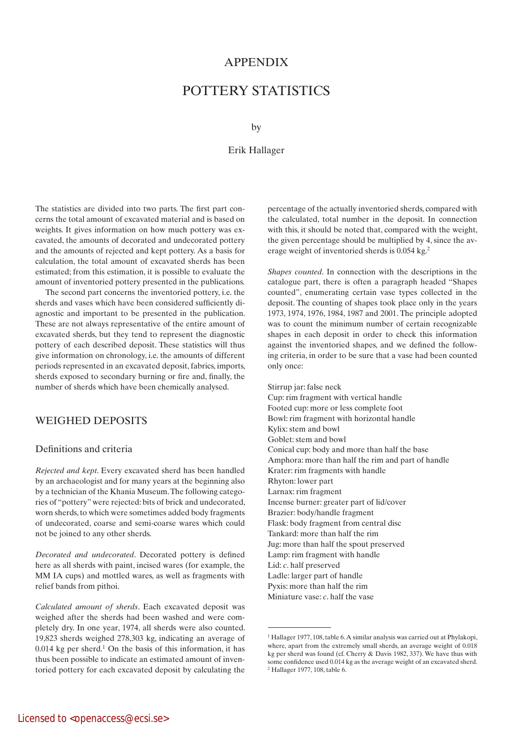# APPENDIX

# POTTERY STATISTICS

by

Erik Hallager

The statistics are divided into two parts. The first part concerns the total amount of excavated material and is based on weights. It gives information on how much pottery was excavated, the amounts of decorated and undecorated pottery and the amounts of rejected and kept pottery. As a basis for calculation, the total amount of excavated sherds has been estimated; from this estimation, it is possible to evaluate the amount of inventoried pottery presented in the publications.

The second part concerns the inventoried pottery, i.e. the sherds and vases which have been considered sufficiently diagnostic and important to be presented in the publication. These are not always representative of the entire amount of excavated sherds, but they tend to represent the diagnostic pottery of each described deposit. These statistics will thus give information on chronology, i.e. the amounts of different periods represented in an excavated deposit, fabrics, imports, sherds exposed to secondary burning or fire and, finally, the number of sherds which have been chemically analysed.

## WEIGHED DEPOSITS

### Definitions and criteria

*Rejected and kept*. Every excavated sherd has been handled by an archaeologist and for many years at the beginning also by a technician of the Khania Museum. The following categories of "pottery" were rejected: bits of brick and undecorated, worn sherds, to which were sometimes added body fragments of undecorated, coarse and semi-coarse wares which could not be joined to any other sherds.

*Decorated and undecorated*. Decorated pottery is defined here as all sherds with paint, incised wares (for example, the MM IA cups) and mottled wares, as well as fragments with relief bands from pithoi.

*Calculated amount of sherds*. Each excavated deposit was weighed after the sherds had been washed and were completely dry. In one year, 1974, all sherds were also counted. 19,823 sherds weighed 278,303 kg, indicating an average of 0.014 kg per sherd.[1] On the basis of this information, it has thus been possible to indicate an estimated amount of inventoried pottery for each excavated deposit by calculating the percentage of the actually inventoried sherds, compared with the calculated, total number in the deposit. In connection with this, it should be noted that, compared with the weight, the given percentage should be multiplied by 4, since the average weight of inventoried sherds is 0.054 kg.[2]

*Shapes counted*. In connection with the descriptions in the catalogue part, there is often a paragraph headed "Shapes counted", enumerating certain vase types collected in the deposit. The counting of shapes took place only in the years 1973, 1974, 1976, 1984, 1987 and 2001. The principle adopted was to count the minimum number of certain recognizable shapes in each deposit in order to check this information against the inventoried shapes, and we defined the following criteria, in order to be sure that a vase had been counted only once:

Stirrup jar: false neck
Cup: rim fragment with vertical handle
Footed cup: more or less complete foot
Bowl: rim fragment with horizontal handle
Kylix: stem and bowl
Goblet: stem and bowl
Conical cup: body and more than half the base
Amphora: more than half the rim and part of handle
Krater: rim fragments with handle
Rhyton: lower part
Larnax: rim fragment
Incense burner: greater part of lid/cover
Brazier: body/handle fragment
Flask: body fragment from central disc
Tankard: more than half the rim
Jug: more than half the spout preserved
Lamp: rim fragment with handle
Lid: *c*. half preserved
Ladle: larger part of handle
Pyxis: more than half the rim
Miniature vase: *c*. half the vase

---

[1] Hallager 1977, 108, table 6. A similar analysis was carried out at Phylakopi, where, apart from the extremely small sherds, an average weight of 0.018 kg per sherd was found (cf. Cherry & Davis 1982, 337). We have thus with some confidence used 0.014 kg as the average weight of an excavated sherd.
[2] Hallager 1977, 108, table 6.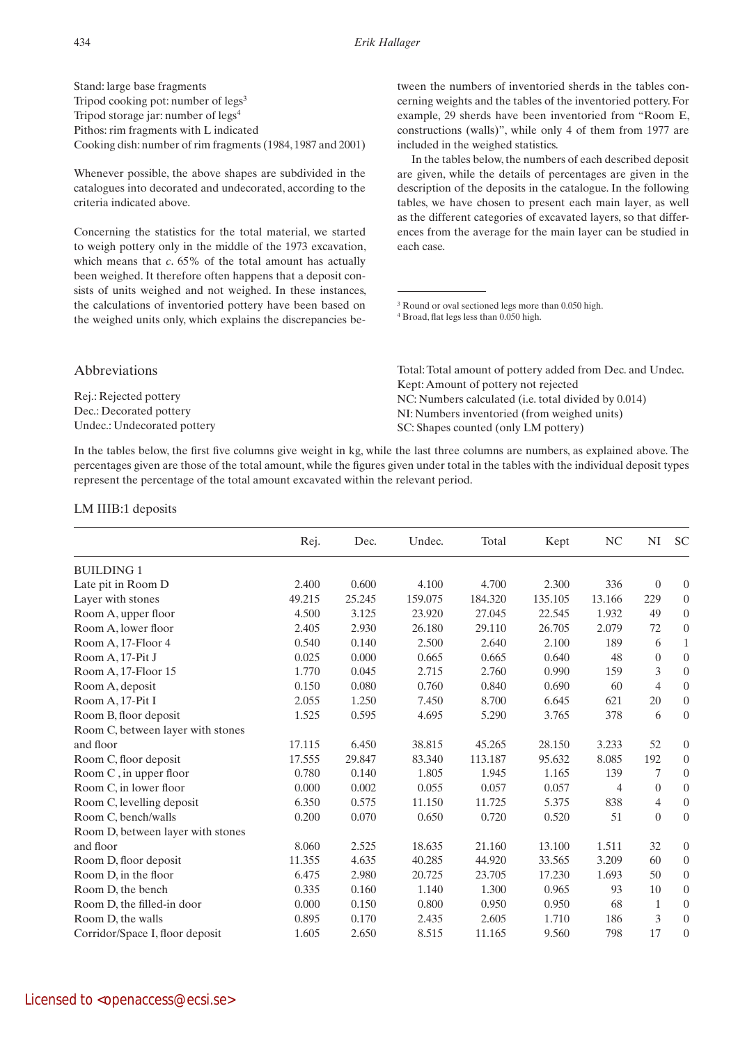Stand: large base fragments
Tripod cooking pot: number of legs[3]
Tripod storage jar: number of legs[4]
Pithos: rim fragments with L indicated
Cooking dish: number of rim fragments (1984, 1987 and 2001)

Whenever possible, the above shapes are subdivided in the catalogues into decorated and undecorated, according to the criteria indicated above.

Concerning the statistics for the total material, we started to weigh pottery only in the middle of the 1973 excavation, which means that *c*. 65% of the total amount has actually been weighed. It therefore often happens that a deposit consists of units weighed and not weighed. In these instances, the calculations of inventoried pottery have been based on the weighed units only, which explains the discrepancies between the numbers of inventoried sherds in the tables concerning weights and the tables of the inventoried pottery. For example, 29 sherds have been inventoried from "Room E, constructions (walls)", while only 4 of them from 1977 are included in the weighed statistics.

In the tables below, the numbers of each described deposit are given, while the details of percentages are given in the description of the deposits in the catalogue. In the following tables, we have chosen to present each main layer, as well as the different categories of excavated layers, so that differences from the average for the main layer can be studied in each case.

[3] Round or oval sectioned legs more than 0.050 high.
[4] Broad, flat legs less than 0.050 high.

## Abbreviations

Rej.: Rejected pottery
Dec.: Decorated pottery
Undec.: Undecorated pottery
Total: Total amount of pottery added from Dec. and Undec.
Kept: Amount of pottery not rejected
NC: Numbers calculated (i.e. total divided by 0.014)
NI: Numbers inventoried (from weighed units)
SC: Shapes counted (only LM pottery)

In the tables below, the first five columns give weight in kg, while the last three columns are numbers, as explained above. The percentages given are those of the total amount, while the figures given under total in the tables with the individual deposit types represent the percentage of the total amount excavated within the relevant period.

### LM IIIB:1 deposits

| | Rej. | Dec. | Undec. | Total | Kept | NC | NI | SC |
|---|---|---|---|---|---|---|---|---|
| BUILDING 1 | | | | | | | | |
| Late pit in Room D | 2.400 | 0.600 | 4.100 | 4.700 | 2.300 | 336 | 0 | 0 |
| Layer with stones | 49.215 | 25.245 | 159.075 | 184.320 | 135.105 | 13.166 | 229 | 0 |
| Room A, upper floor | 4.500 | 3.125 | 23.920 | 27.045 | 22.545 | 1.932 | 49 | 0 |
| Room A, lower floor | 2.405 | 2.930 | 26.180 | 29.110 | 26.705 | 2.079 | 72 | 0 |
| Room A, 17-Floor 4 | 0.540 | 0.140 | 2.500 | 2.640 | 2.100 | 189 | 6 | 1 |
| Room A, 17-Pit J | 0.025 | 0.000 | 0.665 | 0.665 | 0.640 | 48 | 0 | 0 |
| Room A, 17-Floor 15 | 1.770 | 0.045 | 2.715 | 2.760 | 0.990 | 159 | 3 | 0 |
| Room A, deposit | 0.150 | 0.080 | 0.760 | 0.840 | 0.690 | 60 | 4 | 0 |
| Room A, 17-Pit I | 2.055 | 1.250 | 7.450 | 8.700 | 6.645 | 621 | 20 | 0 |
| Room B, floor deposit | 1.525 | 0.595 | 4.695 | 5.290 | 3.765 | 378 | 6 | 0 |
| Room C, between layer with stones and floor | 17.115 | 6.450 | 38.815 | 45.265 | 28.150 | 3.233 | 52 | 0 |
| Room C, floor deposit | 17.555 | 29.847 | 83.340 | 113.187 | 95.632 | 8.085 | 192 | 0 |
| Room C , in upper floor | 0.780 | 0.140 | 1.805 | 1.945 | 1.165 | 139 | 7 | 0 |
| Room C, in lower floor | 0.000 | 0.002 | 0.055 | 0.057 | 0.057 | 4 | 0 | 0 |
| Room C, levelling deposit | 6.350 | 0.575 | 11.150 | 11.725 | 5.375 | 838 | 4 | 0 |
| Room C, bench/walls | 0.200 | 0.070 | 0.650 | 0.720 | 0.520 | 51 | 0 | 0 |
| Room D, between layer with stones and floor | 8.060 | 2.525 | 18.635 | 21.160 | 13.100 | 1.511 | 32 | 0 |
| Room D, floor deposit | 11.355 | 4.635 | 40.285 | 44.920 | 33.565 | 3.209 | 60 | 0 |
| Room D, in the floor | 6.475 | 2.980 | 20.725 | 23.705 | 17.230 | 1.693 | 50 | 0 |
| Room D, the bench | 0.335 | 0.160 | 1.140 | 1.300 | 0.965 | 93 | 10 | 0 |
| Room D, the filled-in door | 0.000 | 0.150 | 0.800 | 0.950 | 0.950 | 68 | 1 | 0 |
| Room D, the walls | 0.895 | 0.170 | 2.435 | 2.605 | 1.710 | 186 | 3 | 0 |
| Corridor/Space I, floor deposit | 1.605 | 2.650 | 8.515 | 11.165 | 9.560 | 798 | 17 | 0 |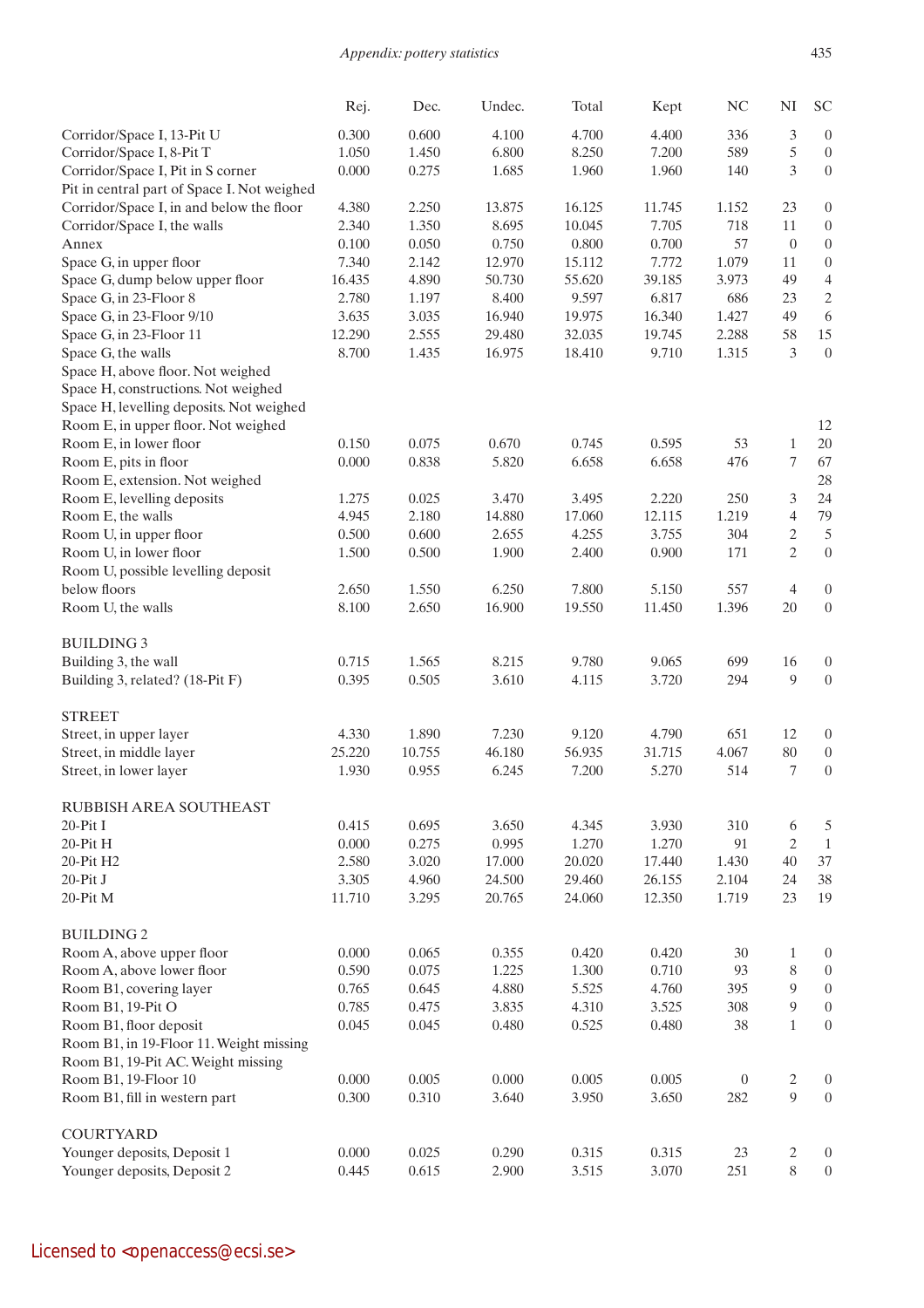| | Rej. | Dec. | Undec. | Total | Kept | NC | NI | SC |
|---|---|---|---|---|---|---|---|---|
| Corridor/Space I, 13-Pit U | 0.300 | 0.600 | 4.100 | 4.700 | 4.400 | 336 | 3 | 0 |
| Corridor/Space I, 8-Pit T | 1.050 | 1.450 | 6.800 | 8.250 | 7.200 | 589 | 5 | 0 |
| Corridor/Space I, Pit in S corner | 0.000 | 0.275 | 1.685 | 1.960 | 1.960 | 140 | 3 | 0 |
| Pit in central part of Space I. Not weighed | | | | | | | | |
| Corridor/Space I, in and below the floor | 4.380 | 2.250 | 13.875 | 16.125 | 11.745 | 1.152 | 23 | 0 |
| Corridor/Space I, the walls | 2.340 | 1.350 | 8.695 | 10.045 | 7.705 | 718 | 11 | 0 |
| Annex | 0.100 | 0.050 | 0.750 | 0.800 | 0.700 | 57 | 0 | 0 |
| Space G, in upper floor | 7.340 | 2.142 | 12.970 | 15.112 | 7.772 | 1.079 | 11 | 0 |
| Space G, dump below upper floor | 16.435 | 4.890 | 50.730 | 55.620 | 39.185 | 3.973 | 49 | 4 |
| Space G, in 23-Floor 8 | 2.780 | 1.197 | 8.400 | 9.597 | 6.817 | 686 | 23 | 2 |
| Space G, in 23-Floor 9/10 | 3.635 | 3.035 | 16.940 | 19.975 | 16.340 | 1.427 | 49 | 6 |
| Space G, in 23-Floor 11 | 12.290 | 2.555 | 29.480 | 32.035 | 19.745 | 2.288 | 58 | 15 |
| Space G, the walls | 8.700 | 1.435 | 16.975 | 18.410 | 9.710 | 1.315 | 3 | 0 |
| Space H, above floor. Not weighed | | | | | | | | |
| Space H, constructions. Not weighed | | | | | | | | |
| Space H, levelling deposits. Not weighed | | | | | | | | |
| Room E, in upper floor. Not weighed | | | | | | | | 12 |
| Room E, in lower floor | 0.150 | 0.075 | 0.670 | 0.745 | 0.595 | 53 | 1 | 20 |
| Room E, pits in floor | 0.000 | 0.838 | 5.820 | 6.658 | 6.658 | 476 | 7 | 67 |
| Room E, extension. Not weighed | | | | | | | | 28 |
| Room E, levelling deposits | 1.275 | 0.025 | 3.470 | 3.495 | 2.220 | 250 | 3 | 24 |
| Room E, the walls | 4.945 | 2.180 | 14.880 | 17.060 | 12.115 | 1.219 | 4 | 79 |
| Room U, in upper floor | 0.500 | 0.600 | 2.655 | 4.255 | 3.755 | 304 | 2 | 5 |
| Room U, in lower floor | 1.500 | 0.500 | 1.900 | 2.400 | 0.900 | 171 | 2 | 0 |
| Room U, possible levelling deposit below floors | 2.650 | 1.550 | 6.250 | 7.800 | 5.150 | 557 | 4 | 0 |
| Room U, the walls | 8.100 | 2.650 | 16.900 | 19.550 | 11.450 | 1.396 | 20 | 0 |
| **BUILDING 3** | | | | | | | | |
| Building 3, the wall | 0.715 | 1.565 | 8.215 | 9.780 | 9.065 | 699 | 16 | 0 |
| Building 3, related? (18-Pit F) | 0.395 | 0.505 | 3.610 | 4.115 | 3.720 | 294 | 9 | 0 |
| **STREET** | | | | | | | | |
| Street, in upper layer | 4.330 | 1.890 | 7.230 | 9.120 | 4.790 | 651 | 12 | 0 |
| Street, in middle layer | 25.220 | 10.755 | 46.180 | 56.935 | 31.715 | 4.067 | 80 | 0 |
| Street, in lower layer | 1.930 | 0.955 | 6.245 | 7.200 | 5.270 | 514 | 7 | 0 |
| **RUBBISH AREA SOUTHEAST** | | | | | | | | |
| 20-Pit I | 0.415 | 0.695 | 3.650 | 4.345 | 3.930 | 310 | 6 | 5 |
| 20-Pit H | 0.000 | 0.275 | 0.995 | 1.270 | 1.270 | 91 | 2 | 1 |
| 20-Pit H2 | 2.580 | 3.020 | 17.000 | 20.020 | 17.440 | 1.430 | 40 | 37 |
| 20-Pit J | 3.305 | 4.960 | 24.500 | 29.460 | 26.155 | 2.104 | 24 | 38 |
| 20-Pit M | 11.710 | 3.295 | 20.765 | 24.060 | 12.350 | 1.719 | 23 | 19 |
| **BUILDING 2** | | | | | | | | |
| Room A, above upper floor | 0.000 | 0.065 | 0.355 | 0.420 | 0.420 | 30 | 1 | 0 |
| Room A, above lower floor | 0.590 | 0.075 | 1.225 | 1.300 | 0.710 | 93 | 8 | 0 |
| Room B1, covering layer | 0.765 | 0.645 | 4.880 | 5.525 | 4.760 | 395 | 9 | 0 |
| Room B1, 19-Pit O | 0.785 | 0.475 | 3.835 | 4.310 | 3.525 | 308 | 9 | 0 |
| Room B1, floor deposit | 0.045 | 0.045 | 0.480 | 0.525 | 0.480 | 38 | 1 | 0 |
| Room B1, in 19-Floor 11. Weight missing | | | | | | | | |
| Room B1, 19-Pit AC. Weight missing | | | | | | | | |
| Room B1, 19-Floor 10 | 0.000 | 0.005 | 0.000 | 0.005 | 0.005 | 0 | 2 | 0 |
| Room B1, fill in western part | 0.300 | 0.310 | 3.640 | 3.950 | 3.650 | 282 | 9 | 0 |
| **COURTYARD** | | | | | | | | |
| Younger deposits, Deposit 1 | 0.000 | 0.025 | 0.290 | 0.315 | 0.315 | 23 | 2 | 0 |
| Younger deposits, Deposit 2 | 0.445 | 0.615 | 2.900 | 3.515 | 3.070 | 251 | 8 | 0 |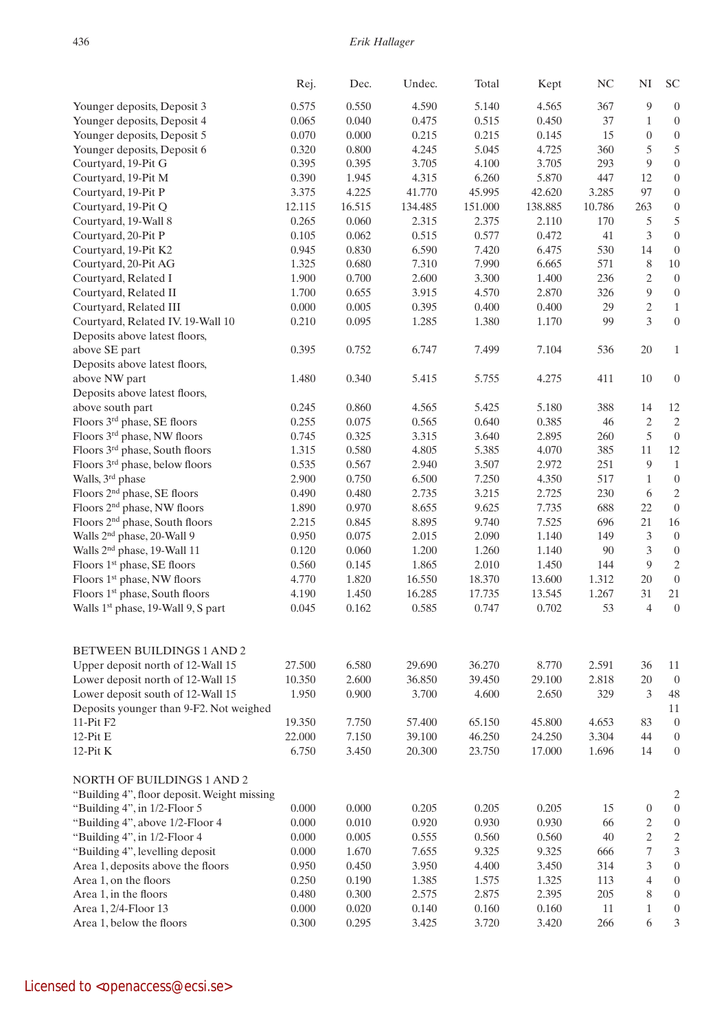| | Rej. | Dec. | Undec. | Total | Kept | NC | NI | SC |
|---|---|---|---|---|---|---|---|---|
| Younger deposits, Deposit 3 | 0.575 | 0.550 | 4.590 | 5.140 | 4.565 | 367 | 9 | 0 |
| Younger deposits, Deposit 4 | 0.065 | 0.040 | 0.475 | 0.515 | 0.450 | 37 | 1 | 0 |
| Younger deposits, Deposit 5 | 0.070 | 0.000 | 0.215 | 0.215 | 0.145 | 15 | 0 | 0 |
| Younger deposits, Deposit 6 | 0.320 | 0.800 | 4.245 | 5.045 | 4.725 | 360 | 5 | 5 |
| Courtyard, 19-Pit G | 0.395 | 0.395 | 3.705 | 4.100 | 3.705 | 293 | 9 | 0 |
| Courtyard, 19-Pit M | 0.390 | 1.945 | 4.315 | 6.260 | 5.870 | 447 | 12 | 0 |
| Courtyard, 19-Pit P | 3.375 | 4.225 | 41.770 | 45.995 | 42.620 | 3.285 | 97 | 0 |
| Courtyard, 19-Pit Q | 12.115 | 16.515 | 134.485 | 151.000 | 138.885 | 10.786 | 263 | 0 |
| Courtyard, 19-Wall 8 | 0.265 | 0.060 | 2.315 | 2.375 | 2.110 | 170 | 5 | 5 |
| Courtyard, 20-Pit P | 0.105 | 0.062 | 0.515 | 0.577 | 0.472 | 41 | 3 | 0 |
| Courtyard, 19-Pit K2 | 0.945 | 0.830 | 6.590 | 7.420 | 6.475 | 530 | 14 | 0 |
| Courtyard, 20-Pit AG | 1.325 | 0.680 | 7.310 | 7.990 | 6.665 | 571 | 8 | 10 |
| Courtyard, Related I | 1.900 | 0.700 | 2.600 | 3.300 | 1.400 | 236 | 2 | 0 |
| Courtyard, Related II | 1.700 | 0.655 | 3.915 | 4.570 | 2.870 | 326 | 9 | 0 |
| Courtyard, Related III | 0.000 | 0.005 | 0.395 | 0.400 | 0.400 | 29 | 2 | 1 |
| Courtyard, Related IV. 19-Wall 10 | 0.210 | 0.095 | 1.285 | 1.380 | 1.170 | 99 | 3 | 0 |
| Deposits above latest floors, above SE part | 0.395 | 0.752 | 6.747 | 7.499 | 7.104 | 536 | 20 | 1 |
| Deposits above latest floors, above NW part | 1.480 | 0.340 | 5.415 | 5.755 | 4.275 | 411 | 10 | 0 |
| Deposits above latest floors, above south part | 0.245 | 0.860 | 4.565 | 5.425 | 5.180 | 388 | 14 | 12 |
| Floors 3rd phase, SE floors | 0.255 | 0.075 | 0.565 | 0.640 | 0.385 | 46 | 2 | 2 |
| Floors 3rd phase, NW floors | 0.745 | 0.325 | 3.315 | 3.640 | 2.895 | 260 | 5 | 0 |
| Floors 3rd phase, South floors | 1.315 | 0.580 | 4.805 | 5.385 | 4.070 | 385 | 11 | 12 |
| Floors 3rd phase, below floors | 0.535 | 0.567 | 2.940 | 3.507 | 2.972 | 251 | 9 | 1 |
| Walls, 3rd phase | 2.900 | 0.750 | 6.500 | 7.250 | 4.350 | 517 | 1 | 0 |
| Floors 2nd phase, SE floors | 0.490 | 0.480 | 2.735 | 3.215 | 2.725 | 230 | 6 | 2 |
| Floors 2nd phase, NW floors | 1.890 | 0.970 | 8.655 | 9.625 | 7.735 | 688 | 22 | 0 |
| Floors 2nd phase, South floors | 2.215 | 0.845 | 8.895 | 9.740 | 7.525 | 696 | 21 | 16 |
| Walls 2nd phase, 20-Wall 9 | 0.950 | 0.075 | 2.015 | 2.090 | 1.140 | 149 | 3 | 0 |
| Walls 2nd phase, 19-Wall 11 | 0.120 | 0.060 | 1.200 | 1.260 | 1.140 | 90 | 3 | 0 |
| Floors 1st phase, SE floors | 0.560 | 0.145 | 1.865 | 2.010 | 1.450 | 144 | 9 | 2 |
| Floors 1st phase, NW floors | 4.770 | 1.820 | 16.550 | 18.370 | 13.600 | 1.312 | 20 | 0 |
| Floors 1st phase, South floors | 4.190 | 1.450 | 16.285 | 17.735 | 13.545 | 1.267 | 31 | 21 |
| Walls 1st phase, 19-Wall 9, S part | 0.045 | 0.162 | 0.585 | 0.747 | 0.702 | 53 | 4 | 0 |
| | | | | | | | | |
| BETWEEN BUILDINGS 1 AND 2 | | | | | | | | |
| Upper deposit north of 12-Wall 15 | 27.500 | 6.580 | 29.690 | 36.270 | 8.770 | 2.591 | 36 | 11 |
| Lower deposit north of 12-Wall 15 | 10.350 | 2.600 | 36.850 | 39.450 | 29.100 | 2.818 | 20 | 0 |
| Lower deposit south of 12-Wall 15 | 1.950 | 0.900 | 3.700 | 4.600 | 2.650 | 329 | 3 | 48 |
| Deposits younger than 9-F2. Not weighed | | | | | | | | 11 |
| 11-Pit F2 | 19.350 | 7.750 | 57.400 | 65.150 | 45.800 | 4.653 | 83 | 0 |
| 12-Pit E | 22.000 | 7.150 | 39.100 | 46.250 | 24.250 | 3.304 | 44 | 0 |
| 12-Pit K | 6.750 | 3.450 | 20.300 | 23.750 | 17.000 | 1.696 | 14 | 0 |
| | | | | | | | | |
| NORTH OF BUILDINGS 1 AND 2 | | | | | | | | |
| "Building 4", floor deposit. Weight missing | | | | | | | | 2 |
| "Building 4", in 1/2-Floor 5 | 0.000 | 0.000 | 0.205 | 0.205 | 0.205 | 15 | 0 | 0 |
| "Building 4", above 1/2-Floor 4 | 0.000 | 0.010 | 0.920 | 0.930 | 0.930 | 66 | 2 | 0 |
| "Building 4", in 1/2-Floor 4 | 0.000 | 0.005 | 0.555 | 0.560 | 0.560 | 40 | 2 | 2 |
| "Building 4", levelling deposit | 0.000 | 1.670 | 7.655 | 9.325 | 9.325 | 666 | 7 | 3 |
| Area 1, deposits above the floors | 0.950 | 0.450 | 3.950 | 4.400 | 3.450 | 314 | 3 | 0 |
| Area 1, on the floors | 0.250 | 0.190 | 1.385 | 1.575 | 1.325 | 113 | 4 | 0 |
| Area 1, in the floors | 0.480 | 0.300 | 2.575 | 2.875 | 2.395 | 205 | 8 | 0 |
| Area 1, 2/4-Floor 13 | 0.000 | 0.020 | 0.140 | 0.160 | 0.160 | 11 | 1 | 0 |
| Area 1, below the floors | 0.300 | 0.295 | 3.425 | 3.720 | 3.420 | 266 | 6 | 3 |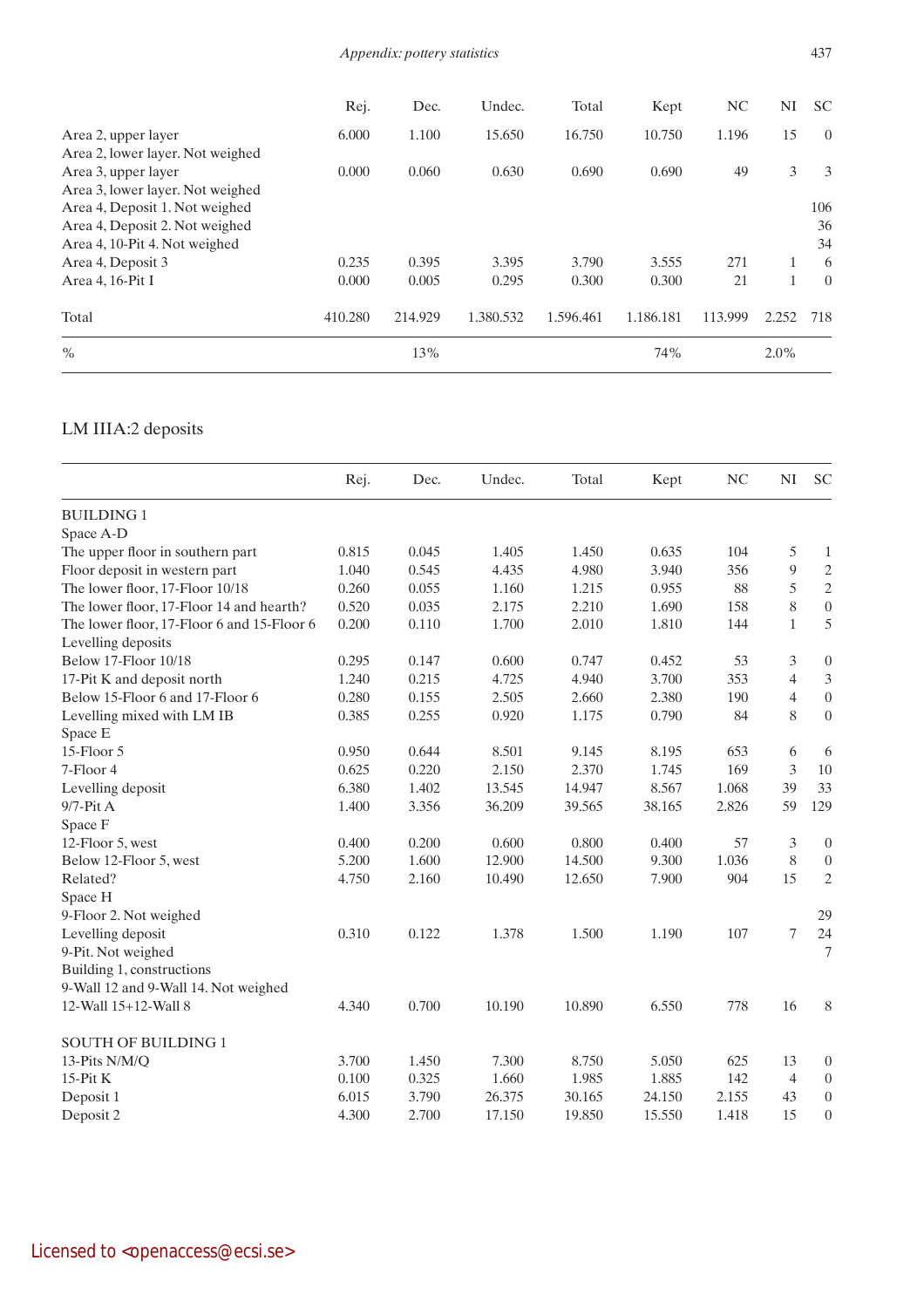| | Rej. | Dec. | Undec. | Total | Kept | NC | NI | SC |
|---|---|---|---|---|---|---|---|---|
| Area 2, upper layer | 6.000 | 1.100 | 15.650 | 16.750 | 10.750 | 1.196 | 15 | 0 |
| Area 2, lower layer. Not weighed | | | | | | | | |
| Area 3, upper layer | 0.000 | 0.060 | 0.630 | 0.690 | 0.690 | 49 | 3 | 3 |
| Area 3, lower layer. Not weighed | | | | | | | | |
| Area 4, Deposit 1. Not weighed | | | | | | | | 106 |
| Area 4, Deposit 2. Not weighed | | | | | | | | 36 |
| Area 4, 10-Pit 4. Not weighed | | | | | | | | 34 |
| Area 4, Deposit 3 | 0.235 | 0.395 | 3.395 | 3.790 | 3.555 | 271 | 1 | 6 |
| Area 4, 16-Pit I | 0.000 | 0.005 | 0.295 | 0.300 | 0.300 | 21 | 1 | 0 |
| Total | 410.280 | 214.929 | 1.380.532 | 1.596.461 | 1.186.181 | 113.999 | 2.252 | 718 |
| % | | 13% | | | 74% | | 2.0% | |

## LM IIIA:2 deposits

| | Rej. | Dec. | Undec. | Total | Kept | NC | NI | SC |
|---|---|---|---|---|---|---|---|---|
| BUILDING 1 | | | | | | | | |
| Space A-D | | | | | | | | |
| The upper floor in southern part | 0.815 | 0.045 | 1.405 | 1.450 | 0.635 | 104 | 5 | 1 |
| Floor deposit in western part | 1.040 | 0.545 | 4.435 | 4.980 | 3.940 | 356 | 9 | 2 |
| The lower floor, 17-Floor 10/18 | 0.260 | 0.055 | 1.160 | 1.215 | 0.955 | 88 | 5 | 2 |
| The lower floor, 17-Floor 14 and hearth? | 0.520 | 0.035 | 2.175 | 2.210 | 1.690 | 158 | 8 | 0 |
| The lower floor, 17-Floor 6 and 15-Floor 6 | 0.200 | 0.110 | 1.700 | 2.010 | 1.810 | 144 | 1 | 5 |
| Levelling deposits | | | | | | | | |
| Below 17-Floor 10/18 | 0.295 | 0.147 | 0.600 | 0.747 | 0.452 | 53 | 3 | 0 |
| 17-Pit K and deposit north | 1.240 | 0.215 | 4.725 | 4.940 | 3.700 | 353 | 4 | 3 |
| Below 15-Floor 6 and 17-Floor 6 | 0.280 | 0.155 | 2.505 | 2.660 | 2.380 | 190 | 4 | 0 |
| Levelling mixed with LM IB | 0.385 | 0.255 | 0.920 | 1.175 | 0.790 | 84 | 8 | 0 |
| Space E | | | | | | | | |
| 15-Floor 5 | 0.950 | 0.644 | 8.501 | 9.145 | 8.195 | 653 | 6 | 6 |
| 7-Floor 4 | 0.625 | 0.220 | 2.150 | 2.370 | 1.745 | 169 | 3 | 10 |
| Levelling deposit | 6.380 | 1.402 | 13.545 | 14.947 | 8.567 | 1.068 | 39 | 33 |
| 9/7-Pit A | 1.400 | 3.356 | 36.209 | 39.565 | 38.165 | 2.826 | 59 | 129 |
| Space F | | | | | | | | |
| 12-Floor 5, west | 0.400 | 0.200 | 0.600 | 0.800 | 0.400 | 57 | 3 | 0 |
| Below 12-Floor 5, west | 5.200 | 1.600 | 12.900 | 14.500 | 9.300 | 1.036 | 8 | 0 |
| Related? | 4.750 | 2.160 | 10.490 | 12.650 | 7.900 | 904 | 15 | 2 |
| Space H | | | | | | | | |
| 9-Floor 2. Not weighed | | | | | | | | 29 |
| Levelling deposit | 0.310 | 0.122 | 1.378 | 1.500 | 1.190 | 107 | 7 | 24 |
| 9-Pit. Not weighed | | | | | | | | 7 |
| Building 1, constructions | | | | | | | | |
| 9-Wall 12 and 9-Wall 14. Not weighed | | | | | | | | |
| 12-Wall 15+12-Wall 8 | 4.340 | 0.700 | 10.190 | 10.890 | 6.550 | 778 | 16 | 8 |
| SOUTH OF BUILDING 1 | | | | | | | | |
| 13-Pits N/M/Q | 3.700 | 1.450 | 7.300 | 8.750 | 5.050 | 625 | 13 | 0 |
| 15-Pit K | 0.100 | 0.325 | 1.660 | 1.985 | 1.885 | 142 | 4 | 0 |
| Deposit 1 | 6.015 | 3.790 | 26.375 | 30.165 | 24.150 | 2.155 | 43 | 0 |
| Deposit 2 | 4.300 | 2.700 | 17.150 | 19.850 | 15.550 | 1.418 | 15 | 0 |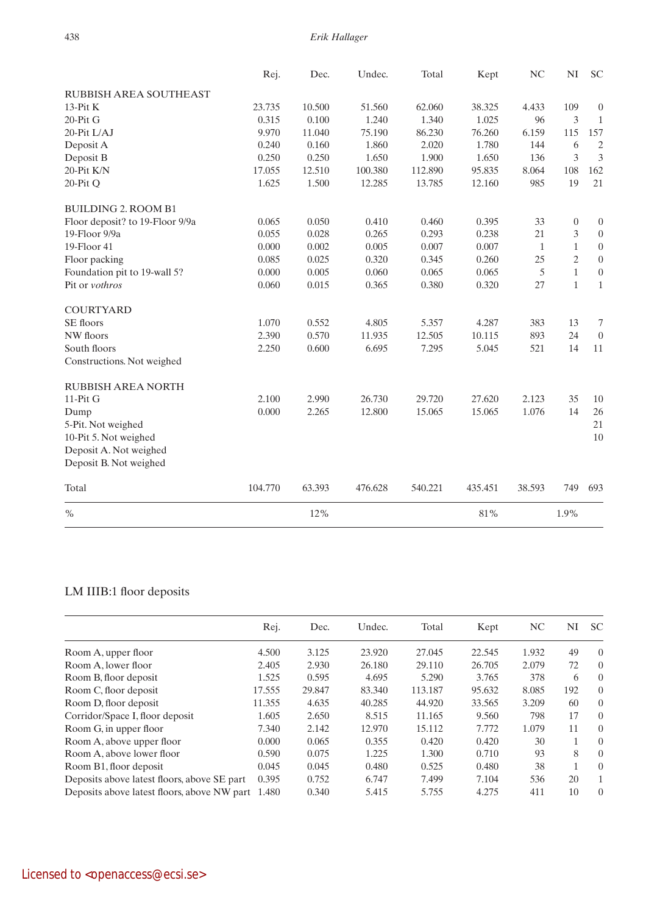| | Rej. | Dec. | Undec. | Total | Kept | NC | NI | SC |
|---|---|---|---|---|---|---|---|---|
| RUBBISH AREA SOUTHEAST | | | | | | | | |
| 13-Pit K | 23.735 | 10.500 | 51.560 | 62.060 | 38.325 | 4.433 | 109 | 0 |
| 20-Pit G | 0.315 | 0.100 | 1.240 | 1.340 | 1.025 | 96 | 3 | 1 |
| 20-Pit L/AJ | 9.970 | 11.040 | 75.190 | 86.230 | 76.260 | 6.159 | 115 | 157 |
| Deposit A | 0.240 | 0.160 | 1.860 | 2.020 | 1.780 | 144 | 6 | 2 |
| Deposit B | 0.250 | 0.250 | 1.650 | 1.900 | 1.650 | 136 | 3 | 3 |
| 20-Pit K/N | 17.055 | 12.510 | 100.380 | 112.890 | 95.835 | 8.064 | 108 | 162 |
| 20-Pit Q | 1.625 | 1.500 | 12.285 | 13.785 | 12.160 | 985 | 19 | 21 |
| BUILDING 2. ROOM B1 | | | | | | | | |
| Floor deposit? to 19-Floor 9/9a | 0.065 | 0.050 | 0.410 | 0.460 | 0.395 | 33 | 0 | 0 |
| 19-Floor 9/9a | 0.055 | 0.028 | 0.265 | 0.293 | 0.238 | 21 | 3 | 0 |
| 19-Floor 41 | 0.000 | 0.002 | 0.005 | 0.007 | 0.007 | 1 | 1 | 0 |
| Floor packing | 0.085 | 0.025 | 0.320 | 0.345 | 0.260 | 25 | 2 | 0 |
| Foundation pit to 19-wall 5? | 0.000 | 0.005 | 0.060 | 0.065 | 0.065 | 5 | 1 | 0 |
| Pit or *vothros* | 0.060 | 0.015 | 0.365 | 0.380 | 0.320 | 27 | 1 | 1 |
| COURTYARD | | | | | | | | |
| SE floors | 1.070 | 0.552 | 4.805 | 5.357 | 4.287 | 383 | 13 | 7 |
| NW floors | 2.390 | 0.570 | 11.935 | 12.505 | 10.115 | 893 | 24 | 0 |
| South floors | 2.250 | 0.600 | 6.695 | 7.295 | 5.045 | 521 | 14 | 11 |
| Constructions. Not weighed | | | | | | | | |
| RUBBISH AREA NORTH | | | | | | | | |
| 11-Pit G | 2.100 | 2.990 | 26.730 | 29.720 | 27.620 | 2.123 | 35 | 10 |
| Dump | 0.000 | 2.265 | 12.800 | 15.065 | 15.065 | 1.076 | 14 | 26 |
| 5-Pit. Not weighed | | | | | | | | 21 |
| 10-Pit 5. Not weighed | | | | | | | | 10 |
| Deposit A. Not weighed | | | | | | | | |
| Deposit B. Not weighed | | | | | | | | |
| Total | 104.770 | 63.393 | 476.628 | 540.221 | 435.451 | 38.593 | 749 | 693 |
| % | | 12% | | | 81% | | 1.9% | |

## LM IIIB:1 floor deposits

| | Rej. | Dec. | Undec. | Total | Kept | NC | NI | SC |
|---|---|---|---|---|---|---|---|---|
| Room A, upper floor | 4.500 | 3.125 | 23.920 | 27.045 | 22.545 | 1.932 | 49 | 0 |
| Room A, lower floor | 2.405 | 2.930 | 26.180 | 29.110 | 26.705 | 2.079 | 72 | 0 |
| Room B, floor deposit | 1.525 | 0.595 | 4.695 | 5.290 | 3.765 | 378 | 6 | 0 |
| Room C, floor deposit | 17.555 | 29.847 | 83.340 | 113.187 | 95.632 | 8.085 | 192 | 0 |
| Room D, floor deposit | 11.355 | 4.635 | 40.285 | 44.920 | 33.565 | 3.209 | 60 | 0 |
| Corridor/Space I, floor deposit | 1.605 | 2.650 | 8.515 | 11.165 | 9.560 | 798 | 17 | 0 |
| Room G, in upper floor | 7.340 | 2.142 | 12.970 | 15.112 | 7.772 | 1.079 | 11 | 0 |
| Room A, above upper floor | 0.000 | 0.065 | 0.355 | 0.420 | 0.420 | 30 | 1 | 0 |
| Room A, above lower floor | 0.590 | 0.075 | 1.225 | 1.300 | 0.710 | 93 | 8 | 0 |
| Room B1, floor deposit | 0.045 | 0.045 | 0.480 | 0.525 | 0.480 | 38 | 1 | 0 |
| Deposits above latest floors, above SE part | 0.395 | 0.752 | 6.747 | 7.499 | 7.104 | 536 | 20 | 1 |
| Deposits above latest floors, above NW part | 1.480 | 0.340 | 5.415 | 5.755 | 4.275 | 411 | 10 | 0 |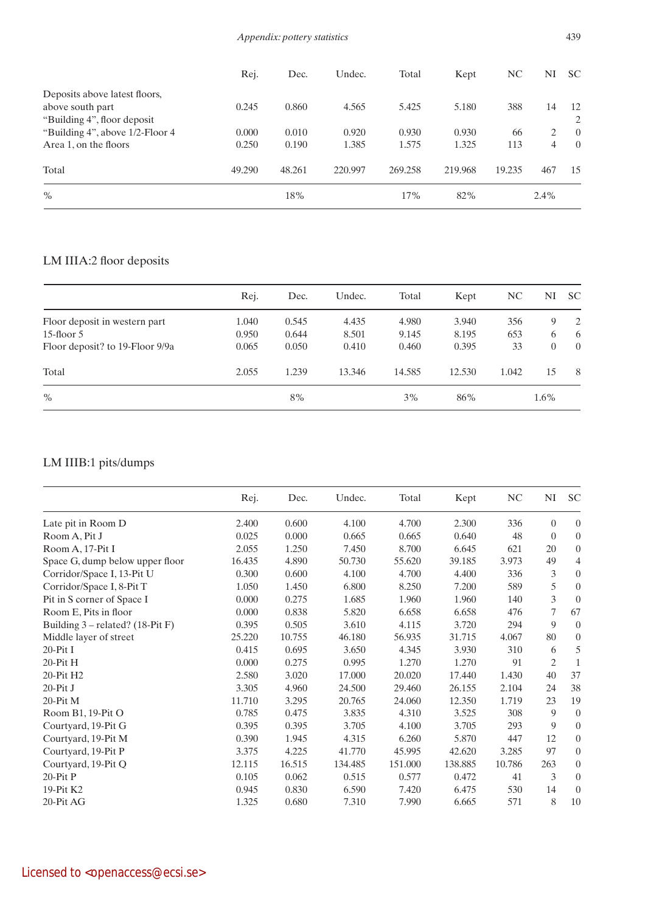|  | Rej. | Dec. | Undec. | Total | Kept | NC | NI | SC |
|---|---|---|---|---|---|---|---|---|
| Deposits above latest floors, above south part | 0.245 | 0.860 | 4.565 | 5.425 | 5.180 | 388 | 14 | 12 |
| “Building 4”, floor deposit |  |  |  |  |  |  |  | 2 |
| “Building 4”, above 1/2-Floor 4 | 0.000 | 0.010 | 0.920 | 0.930 | 0.930 | 66 | 2 | 0 |
| Area 1, on the floors | 0.250 | 0.190 | 1.385 | 1.575 | 1.325 | 113 | 4 | 0 |
| Total | 49.290 | 48.261 | 220.997 | 269.258 | 219.968 | 19.235 | 467 | 15 |
| % |  | 18% |  | 17% | 82% |  | 2.4% |  |

## LM IIIA:2 floor deposits

|  | Rej. | Dec. | Undec. | Total | Kept | NC | NI | SC |
|---|---|---|---|---|---|---|---|---|
| Floor deposit in western part | 1.040 | 0.545 | 4.435 | 4.980 | 3.940 | 356 | 9 | 2 |
| 15-floor 5 | 0.950 | 0.644 | 8.501 | 9.145 | 8.195 | 653 | 6 | 6 |
| Floor deposit? to 19-Floor 9/9a | 0.065 | 0.050 | 0.410 | 0.460 | 0.395 | 33 | 0 | 0 |
| Total | 2.055 | 1.239 | 13.346 | 14.585 | 12.530 | 1.042 | 15 | 8 |
| % |  | 8% |  | 3% | 86% |  | 1.6% |  |

## LM IIIB:1 pits/dumps

|  | Rej. | Dec. | Undec. | Total | Kept | NC | NI | SC |
|---|---|---|---|---|---|---|---|---|
| Late pit in Room D | 2.400 | 0.600 | 4.100 | 4.700 | 2.300 | 336 | 0 | 0 |
| Room A, Pit J | 0.025 | 0.000 | 0.665 | 0.665 | 0.640 | 48 | 0 | 0 |
| Room A, 17-Pit I | 2.055 | 1.250 | 7.450 | 8.700 | 6.645 | 621 | 20 | 0 |
| Space G, dump below upper floor | 16.435 | 4.890 | 50.730 | 55.620 | 39.185 | 3.973 | 49 | 4 |
| Corridor/Space I, 13-Pit U | 0.300 | 0.600 | 4.100 | 4.700 | 4.400 | 336 | 3 | 0 |
| Corridor/Space I, 8-Pit T | 1.050 | 1.450 | 6.800 | 8.250 | 7.200 | 589 | 5 | 0 |
| Pit in S corner of Space I | 0.000 | 0.275 | 1.685 | 1.960 | 1.960 | 140 | 3 | 0 |
| Room E, Pits in floor | 0.000 | 0.838 | 5.820 | 6.658 | 6.658 | 476 | 7 | 67 |
| Building 3 – related? (18-Pit F) | 0.395 | 0.505 | 3.610 | 4.115 | 3.720 | 294 | 9 | 0 |
| Middle layer of street | 25.220 | 10.755 | 46.180 | 56.935 | 31.715 | 4.067 | 80 | 0 |
| 20-Pit I | 0.415 | 0.695 | 3.650 | 4.345 | 3.930 | 310 | 6 | 5 |
| 20-Pit H | 0.000 | 0.275 | 0.995 | 1.270 | 1.270 | 91 | 2 | 1 |
| 20-Pit H2 | 2.580 | 3.020 | 17.000 | 20.020 | 17.440 | 1.430 | 40 | 37 |
| 20-Pit J | 3.305 | 4.960 | 24.500 | 29.460 | 26.155 | 2.104 | 24 | 38 |
| 20-Pit M | 11.710 | 3.295 | 20.765 | 24.060 | 12.350 | 1.719 | 23 | 19 |
| Room B1, 19-Pit O | 0.785 | 0.475 | 3.835 | 4.310 | 3.525 | 308 | 9 | 0 |
| Courtyard, 19-Pit G | 0.395 | 0.395 | 3.705 | 4.100 | 3.705 | 293 | 9 | 0 |
| Courtyard, 19-Pit M | 0.390 | 1.945 | 4.315 | 6.260 | 5.870 | 447 | 12 | 0 |
| Courtyard, 19-Pit P | 3.375 | 4.225 | 41.770 | 45.995 | 42.620 | 3.285 | 97 | 0 |
| Courtyard, 19-Pit Q | 12.115 | 16.515 | 134.485 | 151.000 | 138.885 | 10.786 | 263 | 0 |
| 20-Pit P | 0.105 | 0.062 | 0.515 | 0.577 | 0.472 | 41 | 3 | 0 |
| 19-Pit K2 | 0.945 | 0.830 | 6.590 | 7.420 | 6.475 | 530 | 14 | 0 |
| 20-Pit AG | 1.325 | 0.680 | 7.310 | 7.990 | 6.665 | 571 | 8 | 10 |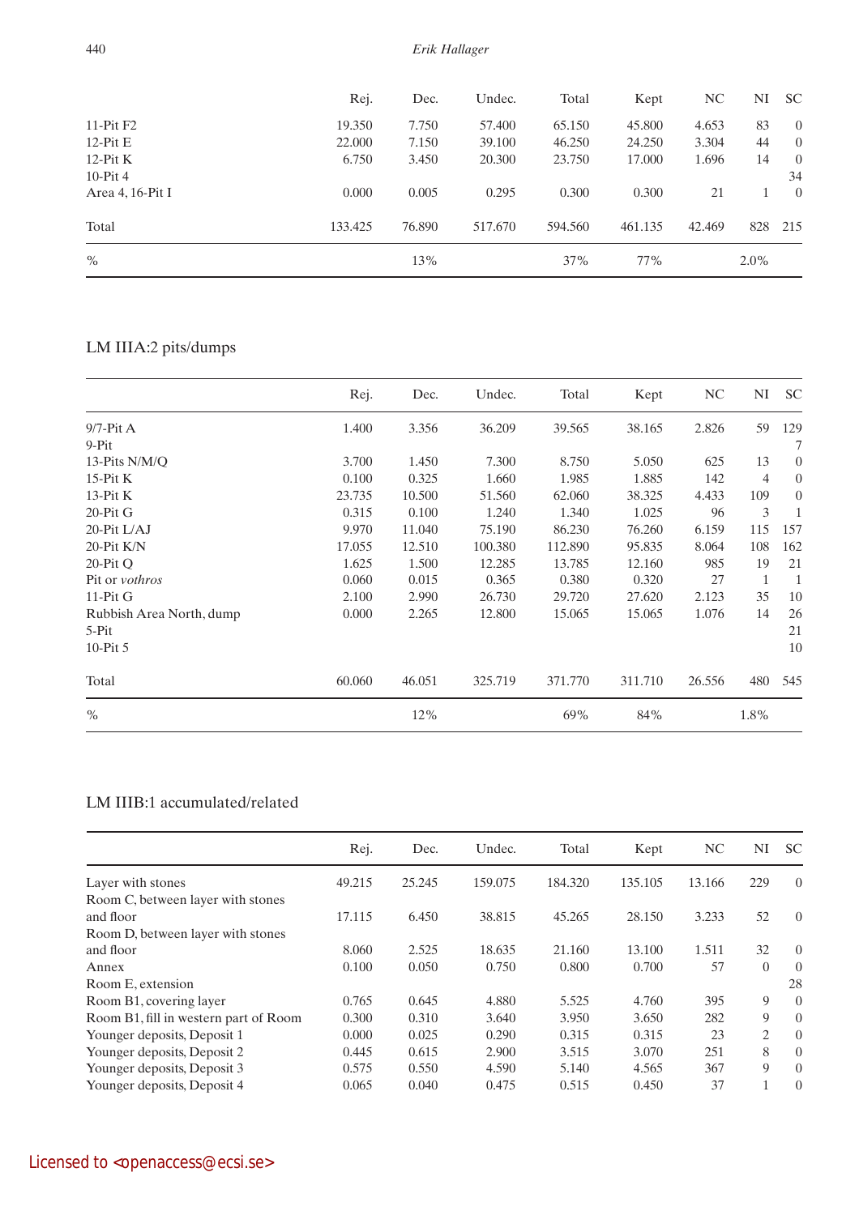| | Rej. | Dec. | Undec. | Total | Kept | NC | NI | SC |
|---|---|---|---|---|---|---|---|---|
| 11-Pit F2 | 19.350 | 7.750 | 57.400 | 65.150 | 45.800 | 4.653 | 83 | 0 |
| 12-Pit E | 22.000 | 7.150 | 39.100 | 46.250 | 24.250 | 3.304 | 44 | 0 |
| 12-Pit K | 6.750 | 3.450 | 20.300 | 23.750 | 17.000 | 1.696 | 14 | 0 |
| 10-Pit 4 | | | | | | | | 34 |
| Area 4, 16-Pit I | 0.000 | 0.005 | 0.295 | 0.300 | 0.300 | 21 | 1 | 0 |
| Total | 133.425 | 76.890 | 517.670 | 594.560 | 461.135 | 42.469 | 828 | 215 |
| % | | 13% | | 37% | 77% | | 2.0% | |

LM IIIA:2 pits/dumps

| | Rej. | Dec. | Undec. | Total | Kept | NC | NI | SC |
|---|---|---|---|---|---|---|---|---|
| 9/7-Pit A | 1.400 | 3.356 | 36.209 | 39.565 | 38.165 | 2.826 | 59 | 129 |
| 9-Pit | | | | | | | | 7 |
| 13-Pits N/M/Q | 3.700 | 1.450 | 7.300 | 8.750 | 5.050 | 625 | 13 | 0 |
| 15-Pit K | 0.100 | 0.325 | 1.660 | 1.985 | 1.885 | 142 | 4 | 0 |
| 13-Pit K | 23.735 | 10.500 | 51.560 | 62.060 | 38.325 | 4.433 | 109 | 0 |
| 20-Pit G | 0.315 | 0.100 | 1.240 | 1.340 | 1.025 | 96 | 3 | 1 |
| 20-Pit L/AJ | 9.970 | 11.040 | 75.190 | 86.230 | 76.260 | 6.159 | 115 | 157 |
| 20-Pit K/N | 17.055 | 12.510 | 100.380 | 112.890 | 95.835 | 8.064 | 108 | 162 |
| 20-Pit Q | 1.625 | 1.500 | 12.285 | 13.785 | 12.160 | 985 | 19 | 21 |
| Pit or *vothros* | 0.060 | 0.015 | 0.365 | 0.380 | 0.320 | 27 | 1 | 1 |
| 11-Pit G | 2.100 | 2.990 | 26.730 | 29.720 | 27.620 | 2.123 | 35 | 10 |
| Rubbish Area North, dump | 0.000 | 2.265 | 12.800 | 15.065 | 15.065 | 1.076 | 14 | 26 |
| 5-Pit | | | | | | | | 21 |
| 10-Pit 5 | | | | | | | | 10 |
| Total | 60.060 | 46.051 | 325.719 | 371.770 | 311.710 | 26.556 | 480 | 545 |
| % | | 12% | | 69% | 84% | | 1.8% | |

LM IIIB:1 accumulated/related

| | Rej. | Dec. | Undec. | Total | Kept | NC | NI | SC |
|---|---|---|---|---|---|---|---|---|
| Layer with stones | 49.215 | 25.245 | 159.075 | 184.320 | 135.105 | 13.166 | 229 | 0 |
| Room C, between layer with stones and floor | 17.115 | 6.450 | 38.815 | 45.265 | 28.150 | 3.233 | 52 | 0 |
| Room D, between layer with stones and floor | 8.060 | 2.525 | 18.635 | 21.160 | 13.100 | 1.511 | 32 | 0 |
| Annex | 0.100 | 0.050 | 0.750 | 0.800 | 0.700 | 57 | 0 | 0 |
| Room E, extension | | | | | | | | 28 |
| Room B1, covering layer | 0.765 | 0.645 | 4.880 | 5.525 | 4.760 | 395 | 9 | 0 |
| Room B1, fill in western part of Room | 0.300 | 0.310 | 3.640 | 3.950 | 3.650 | 282 | 9 | 0 |
| Younger deposits, Deposit 1 | 0.000 | 0.025 | 0.290 | 0.315 | 0.315 | 23 | 2 | 0 |
| Younger deposits, Deposit 2 | 0.445 | 0.615 | 2.900 | 3.515 | 3.070 | 251 | 8 | 0 |
| Younger deposits, Deposit 3 | 0.575 | 0.550 | 4.590 | 5.140 | 4.565 | 367 | 9 | 0 |
| Younger deposits, Deposit 4 | 0.065 | 0.040 | 0.475 | 0.515 | 0.450 | 37 | 1 | 0 |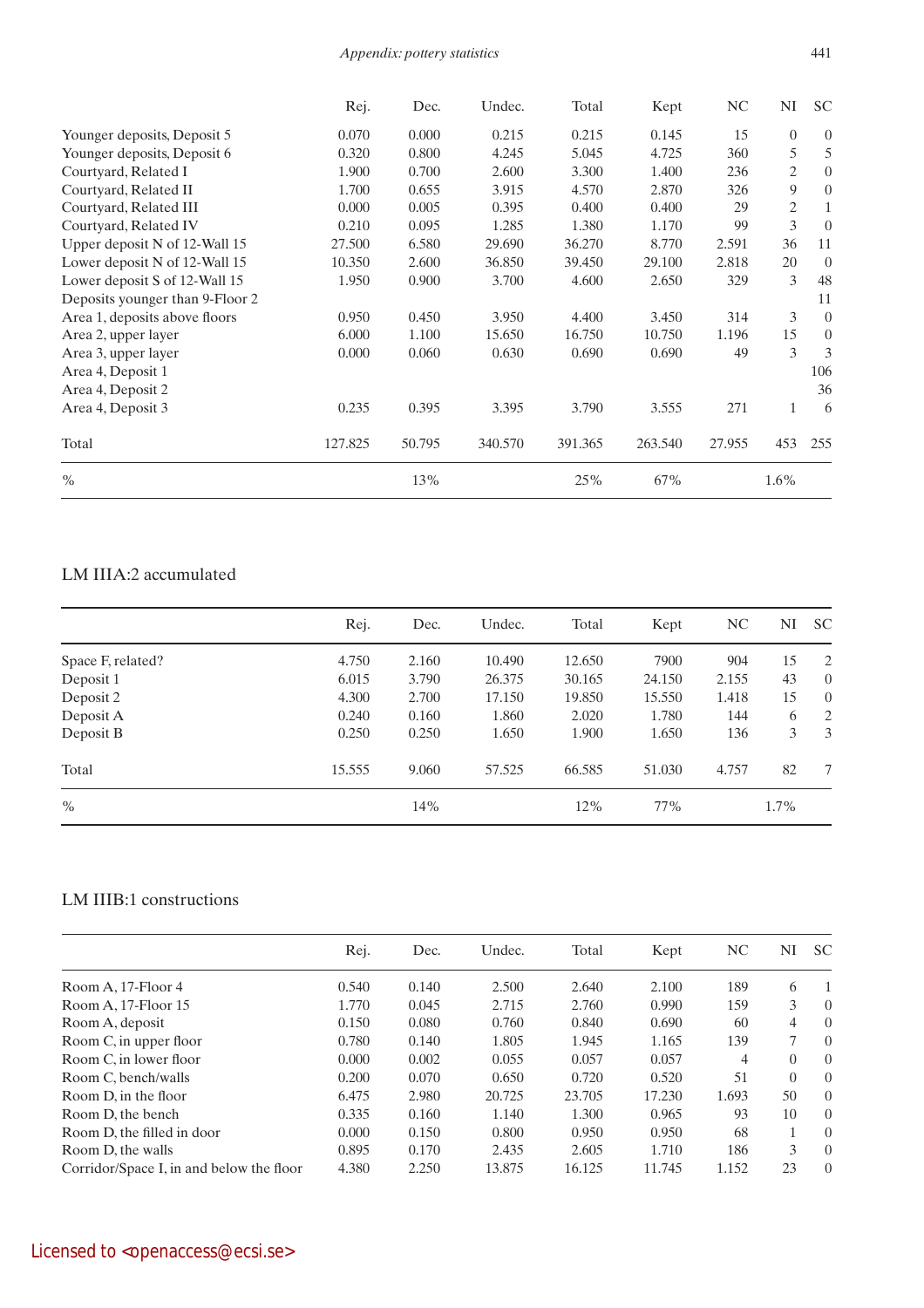| | Rej. | Dec. | Undec. | Total | Kept | NC | NI | SC |
|---|---|---|---|---|---|---|---|---|
| Younger deposits, Deposit 5 | 0.070 | 0.000 | 0.215 | 0.215 | 0.145 | 15 | 0 | 0 |
| Younger deposits, Deposit 6 | 0.320 | 0.800 | 4.245 | 5.045 | 4.725 | 360 | 5 | 5 |
| Courtyard, Related I | 1.900 | 0.700 | 2.600 | 3.300 | 1.400 | 236 | 2 | 0 |
| Courtyard, Related II | 1.700 | 0.655 | 3.915 | 4.570 | 2.870 | 326 | 9 | 0 |
| Courtyard, Related III | 0.000 | 0.005 | 0.395 | 0.400 | 0.400 | 29 | 2 | 1 |
| Courtyard, Related IV | 0.210 | 0.095 | 1.285 | 1.380 | 1.170 | 99 | 3 | 0 |
| Upper deposit N of 12-Wall 15 | 27.500 | 6.580 | 29.690 | 36.270 | 8.770 | 2.591 | 36 | 11 |
| Lower deposit N of 12-Wall 15 | 10.350 | 2.600 | 36.850 | 39.450 | 29.100 | 2.818 | 20 | 0 |
| Lower deposit S of 12-Wall 15 | 1.950 | 0.900 | 3.700 | 4.600 | 2.650 | 329 | 3 | 48 |
| Deposits younger than 9-Floor 2 | | | | | | | | 11 |
| Area 1, deposits above floors | 0.950 | 0.450 | 3.950 | 4.400 | 3.450 | 314 | 3 | 0 |
| Area 2, upper layer | 6.000 | 1.100 | 15.650 | 16.750 | 10.750 | 1.196 | 15 | 0 |
| Area 3, upper layer | 0.000 | 0.060 | 0.630 | 0.690 | 0.690 | 49 | 3 | 3 |
| Area 4, Deposit 1 | | | | | | | | 106 |
| Area 4, Deposit 2 | | | | | | | | 36 |
| Area 4, Deposit 3 | 0.235 | 0.395 | 3.395 | 3.790 | 3.555 | 271 | 1 | 6 |
| Total | 127.825 | 50.795 | 340.570 | 391.365 | 263.540 | 27.955 | 453 | 255 |
| % | | 13% | | 25% | 67% | | 1.6% | |

## LM IIIA:2 accumulated

| | Rej. | Dec. | Undec. | Total | Kept | NC | NI | SC |
|---|---|---|---|---|---|---|---|---|
| Space F, related? | 4.750 | 2.160 | 10.490 | 12.650 | 7900 | 904 | 15 | 2 |
| Deposit 1 | 6.015 | 3.790 | 26.375 | 30.165 | 24.150 | 2.155 | 43 | 0 |
| Deposit 2 | 4.300 | 2.700 | 17.150 | 19.850 | 15.550 | 1.418 | 15 | 0 |
| Deposit A | 0.240 | 0.160 | 1.860 | 2.020 | 1.780 | 144 | 6 | 2 |
| Deposit B | 0.250 | 0.250 | 1.650 | 1.900 | 1.650 | 136 | 3 | 3 |
| Total | 15.555 | 9.060 | 57.525 | 66.585 | 51.030 | 4.757 | 82 | 7 |
| % | | 14% | | 12% | 77% | | 1.7% | |

## LM IIIB:1 constructions

| | Rej. | Dec. | Undec. | Total | Kept | NC | NI | SC |
|---|---|---|---|---|---|---|---|---|
| Room A, 17-Floor 4 | 0.540 | 0.140 | 2.500 | 2.640 | 2.100 | 189 | 6 | 1 |
| Room A, 17-Floor 15 | 1.770 | 0.045 | 2.715 | 2.760 | 0.990 | 159 | 3 | 0 |
| Room A, deposit | 0.150 | 0.080 | 0.760 | 0.840 | 0.690 | 60 | 4 | 0 |
| Room C, in upper floor | 0.780 | 0.140 | 1.805 | 1.945 | 1.165 | 139 | 7 | 0 |
| Room C, in lower floor | 0.000 | 0.002 | 0.055 | 0.057 | 0.057 | 4 | 0 | 0 |
| Room C, bench/walls | 0.200 | 0.070 | 0.650 | 0.720 | 0.520 | 51 | 0 | 0 |
| Room D, in the floor | 6.475 | 2.980 | 20.725 | 23.705 | 17.230 | 1.693 | 50 | 0 |
| Room D, the bench | 0.335 | 0.160 | 1.140 | 1.300 | 0.965 | 93 | 10 | 0 |
| Room D, the filled in door | 0.000 | 0.150 | 0.800 | 0.950 | 0.950 | 68 | 1 | 0 |
| Room D, the walls | 0.895 | 0.170 | 2.435 | 2.605 | 1.710 | 186 | 3 | 0 |
| Corridor/Space I, in and below the floor | 4.380 | 2.250 | 13.875 | 16.125 | 11.745 | 1.152 | 23 | 0 |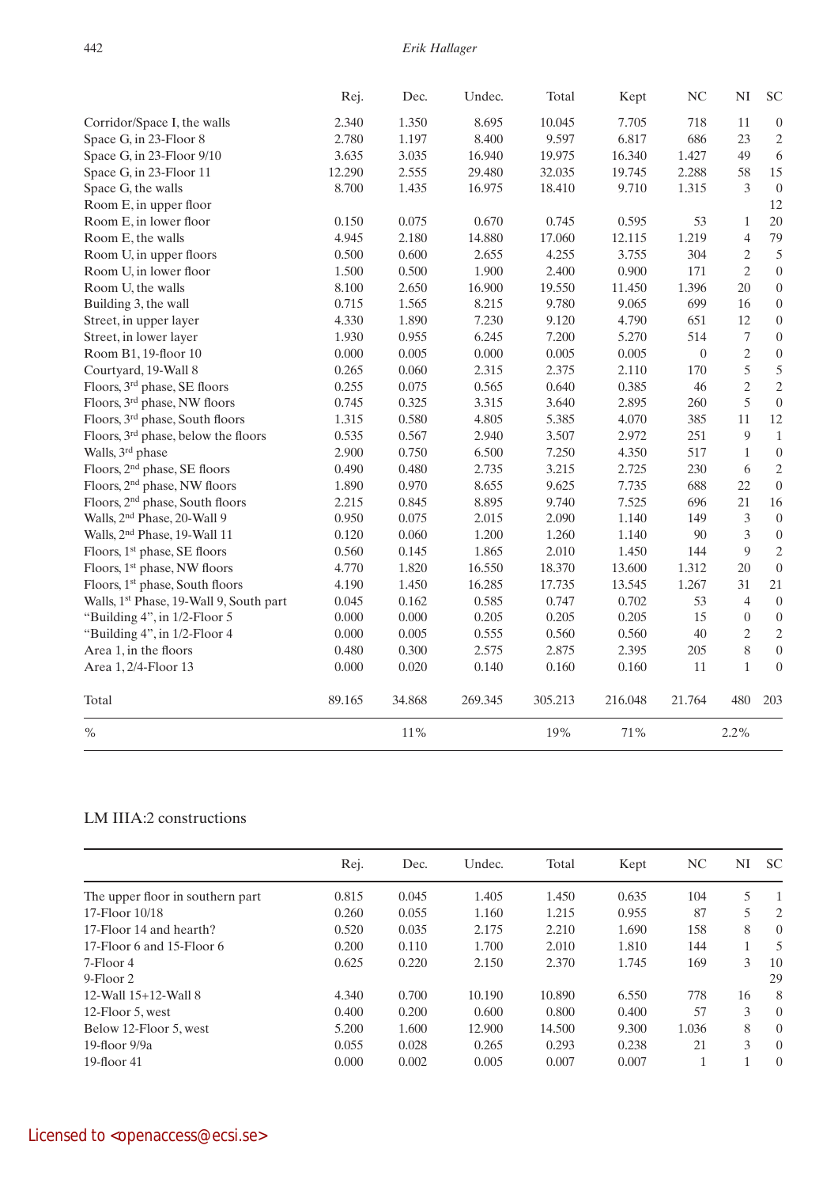| | Rej. | Dec. | Undec. | Total | Kept | NC | NI | SC |
|---|---|---|---|---|---|---|---|---|
| Corridor/Space I, the walls | 2.340 | 1.350 | 8.695 | 10.045 | 7.705 | 718 | 11 | 0 |
| Space G, in 23-Floor 8 | 2.780 | 1.197 | 8.400 | 9.597 | 6.817 | 686 | 23 | 2 |
| Space G, in 23-Floor 9/10 | 3.635 | 3.035 | 16.940 | 19.975 | 16.340 | 1.427 | 49 | 6 |
| Space G, in 23-Floor 11 | 12.290 | 2.555 | 29.480 | 32.035 | 19.745 | 2.288 | 58 | 15 |
| Space G, the walls | 8.700 | 1.435 | 16.975 | 18.410 | 9.710 | 1.315 | 3 | 0 |
| Room E, in upper floor | | | | | | | | 12 |
| Room E, in lower floor | 0.150 | 0.075 | 0.670 | 0.745 | 0.595 | 53 | 1 | 20 |
| Room E, the walls | 4.945 | 2.180 | 14.880 | 17.060 | 12.115 | 1.219 | 4 | 79 |
| Room U, in upper floors | 0.500 | 0.600 | 2.655 | 4.255 | 3.755 | 304 | 2 | 5 |
| Room U, in lower floor | 1.500 | 0.500 | 1.900 | 2.400 | 0.900 | 171 | 2 | 0 |
| Room U, the walls | 8.100 | 2.650 | 16.900 | 19.550 | 11.450 | 1.396 | 20 | 0 |
| Building 3, the wall | 0.715 | 1.565 | 8.215 | 9.780 | 9.065 | 699 | 16 | 0 |
| Street, in upper layer | 4.330 | 1.890 | 7.230 | 9.120 | 4.790 | 651 | 12 | 0 |
| Street, in lower layer | 1.930 | 0.955 | 6.245 | 7.200 | 5.270 | 514 | 7 | 0 |
| Room B1, 19-floor 10 | 0.000 | 0.005 | 0.000 | 0.005 | 0.005 | 0 | 2 | 0 |
| Courtyard, 19-Wall 8 | 0.265 | 0.060 | 2.315 | 2.375 | 2.110 | 170 | 5 | 5 |
| Floors, 3rd phase, SE floors | 0.255 | 0.075 | 0.565 | 0.640 | 0.385 | 46 | 2 | 2 |
| Floors, 3rd phase, NW floors | 0.745 | 0.325 | 3.315 | 3.640 | 2.895 | 260 | 5 | 0 |
| Floors, 3rd phase, South floors | 1.315 | 0.580 | 4.805 | 5.385 | 4.070 | 385 | 11 | 12 |
| Floors, 3rd phase, below the floors | 0.535 | 0.567 | 2.940 | 3.507 | 2.972 | 251 | 9 | 1 |
| Walls, 3rd phase | 2.900 | 0.750 | 6.500 | 7.250 | 4.350 | 517 | 1 | 0 |
| Floors, 2nd phase, SE floors | 0.490 | 0.480 | 2.735 | 3.215 | 2.725 | 230 | 6 | 2 |
| Floors, 2nd phase, NW floors | 1.890 | 0.970 | 8.655 | 9.625 | 7.735 | 688 | 22 | 0 |
| Floors, 2nd phase, South floors | 2.215 | 0.845 | 8.895 | 9.740 | 7.525 | 696 | 21 | 16 |
| Walls, 2nd Phase, 20-Wall 9 | 0.950 | 0.075 | 2.015 | 2.090 | 1.140 | 149 | 3 | 0 |
| Walls, 2nd Phase, 19-Wall 11 | 0.120 | 0.060 | 1.200 | 1.260 | 1.140 | 90 | 3 | 0 |
| Floors, 1st phase, SE floors | 0.560 | 0.145 | 1.865 | 2.010 | 1.450 | 144 | 9 | 2 |
| Floors, 1st phase, NW floors | 4.770 | 1.820 | 16.550 | 18.370 | 13.600 | 1.312 | 20 | 0 |
| Floors, 1st phase, South floors | 4.190 | 1.450 | 16.285 | 17.735 | 13.545 | 1.267 | 31 | 21 |
| Walls, 1st Phase, 19-Wall 9, South part | 0.045 | 0.162 | 0.585 | 0.747 | 0.702 | 53 | 4 | 0 |
| "Building 4", in 1/2-Floor 5 | 0.000 | 0.000 | 0.205 | 0.205 | 0.205 | 15 | 0 | 0 |
| "Building 4", in 1/2-Floor 4 | 0.000 | 0.005 | 0.555 | 0.560 | 0.560 | 40 | 2 | 2 |
| Area 1, in the floors | 0.480 | 0.300 | 2.575 | 2.875 | 2.395 | 205 | 8 | 0 |
| Area 1, 2/4-Floor 13 | 0.000 | 0.020 | 0.140 | 0.160 | 0.160 | 11 | 1 | 0 |
| Total | 89.165 | 34.868 | 269.345 | 305.213 | 216.048 | 21.764 | 480 | 203 |
| % | | 11% | | 19% | 71% | | 2.2% | |

LM IIIA:2 constructions

| | Rej. | Dec. | Undec. | Total | Kept | NC | NI | SC |
|---|---|---|---|---|---|---|---|---|
| The upper floor in southern part | 0.815 | 0.045 | 1.405 | 1.450 | 0.635 | 104 | 5 | 1 |
| 17-Floor 10/18 | 0.260 | 0.055 | 1.160 | 1.215 | 0.955 | 87 | 5 | 2 |
| 17-Floor 14 and hearth? | 0.520 | 0.035 | 2.175 | 2.210 | 1.690 | 158 | 8 | 0 |
| 17-Floor 6 and 15-Floor 6 | 0.200 | 0.110 | 1.700 | 2.010 | 1.810 | 144 | 1 | 5 |
| 7-Floor 4 | 0.625 | 0.220 | 2.150 | 2.370 | 1.745 | 169 | 3 | 10 |
| 9-Floor 2 | | | | | | | | 29 |
| 12-Wall 15+12-Wall 8 | 4.340 | 0.700 | 10.190 | 10.890 | 6.550 | 778 | 16 | 8 |
| 12-Floor 5, west | 0.400 | 0.200 | 0.600 | 0.800 | 0.400 | 57 | 3 | 0 |
| Below 12-Floor 5, west | 5.200 | 1.600 | 12.900 | 14.500 | 9.300 | 1.036 | 8 | 0 |
| 19-floor 9/9a | 0.055 | 0.028 | 0.265 | 0.293 | 0.238 | 21 | 3 | 0 |
| 19-floor 41 | 0.000 | 0.002 | 0.005 | 0.007 | 0.007 | 1 | 1 | 0 |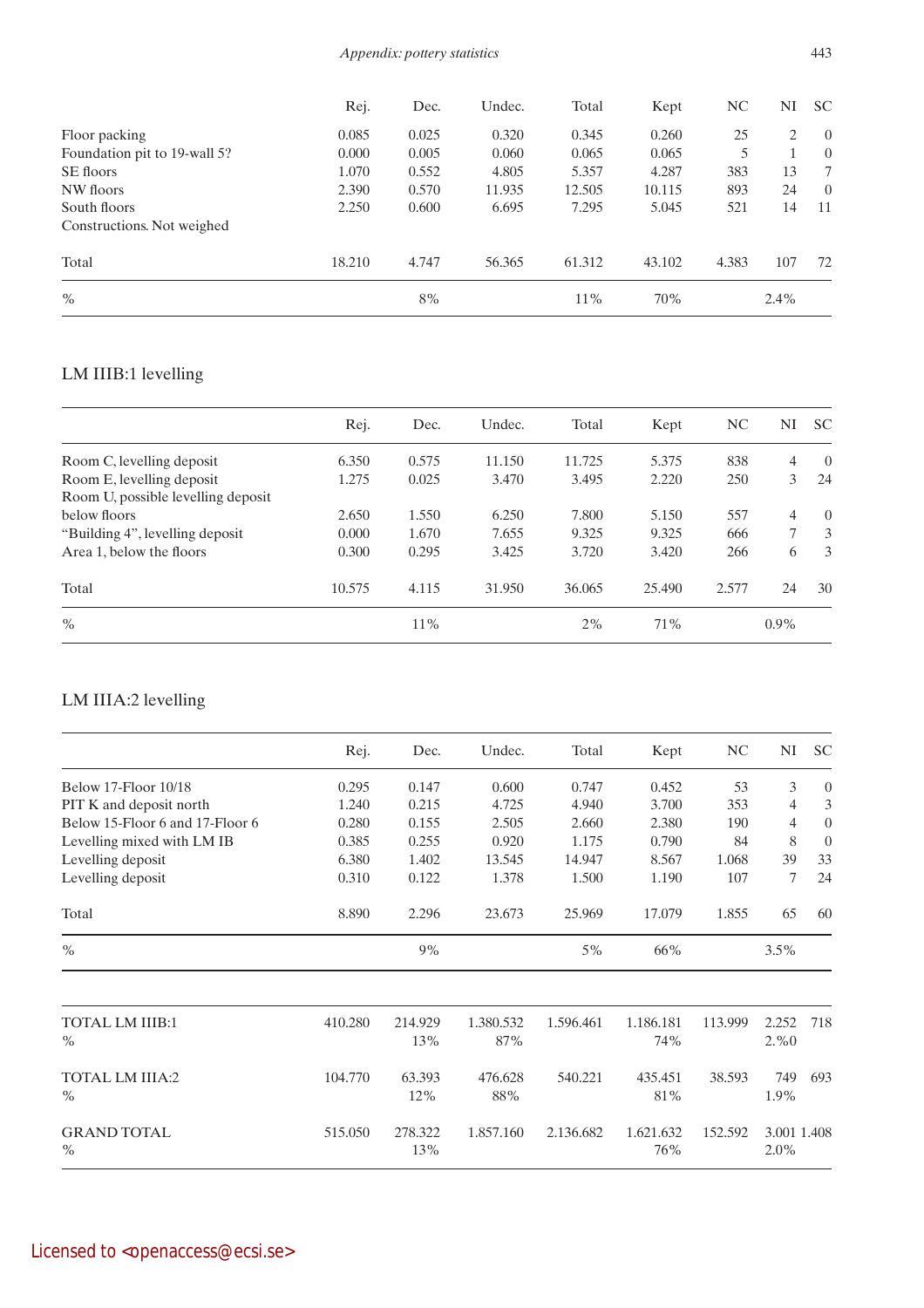| | Rej. | Dec. | Undec. | Total | Kept | NC | NI | SC |
|---|---|---|---|---|---|---|---|---|
| Floor packing | 0.085 | 0.025 | 0.320 | 0.345 | 0.260 | 25 | 2 | 0 |
| Foundation pit to 19-wall 5? | 0.000 | 0.005 | 0.060 | 0.065 | 0.065 | 5 | 1 | 0 |
| SE floors | 1.070 | 0.552 | 4.805 | 5.357 | 4.287 | 383 | 13 | 7 |
| NW floors | 2.390 | 0.570 | 11.935 | 12.505 | 10.115 | 893 | 24 | 0 |
| South floors | 2.250 | 0.600 | 6.695 | 7.295 | 5.045 | 521 | 14 | 11 |
| Constructions. Not weighed | | | | | | | | |
| Total | 18.210 | 4.747 | 56.365 | 61.312 | 43.102 | 4.383 | 107 | 72 |
| % | | 8% | | 11% | 70% | | 2.4% | |

## LM IIIB:1 levelling

| | Rej. | Dec. | Undec. | Total | Kept | NC | NI | SC |
|---|---|---|---|---|---|---|---|---|
| Room C, levelling deposit | 6.350 | 0.575 | 11.150 | 11.725 | 5.375 | 838 | 4 | 0 |
| Room E, levelling deposit | 1.275 | 0.025 | 3.470 | 3.495 | 2.220 | 250 | 3 | 24 |
| Room U, possible levelling deposit below floors | 2.650 | 1.550 | 6.250 | 7.800 | 5.150 | 557 | 4 | 0 |
| "Building 4", levelling deposit | 0.000 | 1.670 | 7.655 | 9.325 | 9.325 | 666 | 7 | 3 |
| Area 1, below the floors | 0.300 | 0.295 | 3.425 | 3.720 | 3.420 | 266 | 6 | 3 |
| Total | 10.575 | 4.115 | 31.950 | 36.065 | 25.490 | 2.577 | 24 | 30 |
| % | | 11% | | 2% | 71% | | 0.9% | |

## LM IIIA:2 levelling

| | Rej. | Dec. | Undec. | Total | Kept | NC | NI | SC |
|---|---|---|---|---|---|---|---|---|
| Below 17-Floor 10/18 | 0.295 | 0.147 | 0.600 | 0.747 | 0.452 | 53 | 3 | 0 |
| PIT K and deposit north | 1.240 | 0.215 | 4.725 | 4.940 | 3.700 | 353 | 4 | 3 |
| Below 15-Floor 6 and 17-Floor 6 | 0.280 | 0.155 | 2.505 | 2.660 | 2.380 | 190 | 4 | 0 |
| Levelling mixed with LM IB | 0.385 | 0.255 | 0.920 | 1.175 | 0.790 | 84 | 8 | 0 |
| Levelling deposit | 6.380 | 1.402 | 13.545 | 14.947 | 8.567 | 1.068 | 39 | 33 |
| Levelling deposit | 0.310 | 0.122 | 1.378 | 1.500 | 1.190 | 107 | 7 | 24 |
| Total | 8.890 | 2.296 | 23.673 | 25.969 | 17.079 | 1.855 | 65 | 60 |
| % | | 9% | | 5% | 66% | | 3.5% | |

| | | | | | | | | |
|---|---|---|---|---|---|---|---|---|
| TOTAL LM IIIB:1 | 410.280 | 214.929 | 1.380.532 | 1.596.461 | 1.186.181 | 113.999 | 2.252 | 718 |
| % | | 13% | 87% | | 74% | | 2.%0 | |
| TOTAL LM IIIA:2 | 104.770 | 63.393 | 476.628 | 540.221 | 435.451 | 38.593 | 749 | 693 |
| % | | 12% | 88% | | 81% | | 1.9% | |
| GRAND TOTAL | 515.050 | 278.322 | 1.857.160 | 2.136.682 | 1.621.632 | 152.592 | 3.001 | 1.408 |
| % | | 13% | | | 76% | | 2.0% | |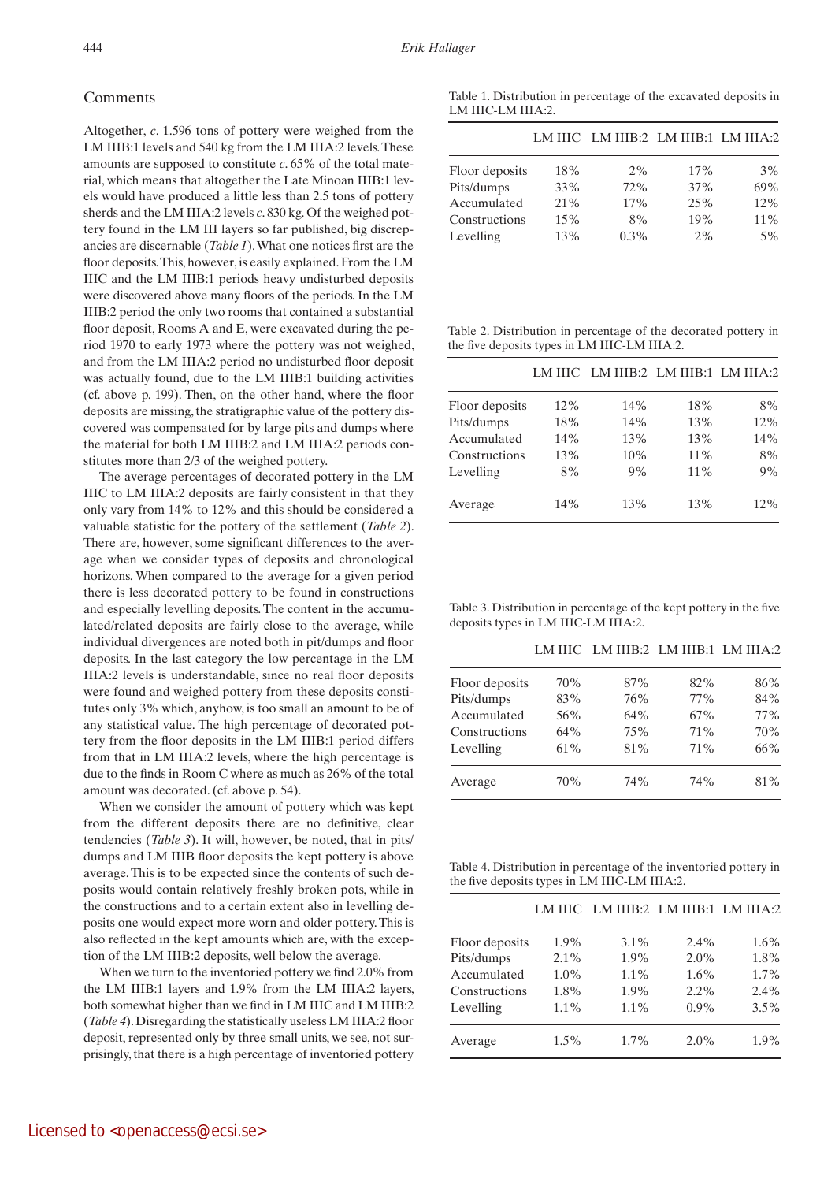## Comments

Altogether, *c.* 1.596 tons of pottery were weighed from the LM IIIB:1 levels and 540 kg from the LM IIIA:2 levels. These amounts are supposed to constitute *c.* 65% of the total material, which means that altogether the Late Minoan IIIB:1 levels would have produced a little less than 2.5 tons of pottery sherds and the LM IIIA:2 levels *c.* 830 kg. Of the weighed pottery found in the LM III layers so far published, big discrepancies are discernable (*Table 1*). What one notices first are the floor deposits. This, however, is easily explained. From the LM IIIC and the LM IIIB:1 periods heavy undisturbed deposits were discovered above many floors of the periods. In the LM IIIB:2 period the only two rooms that contained a substantial floor deposit, Rooms A and E, were excavated during the period 1970 to early 1973 where the pottery was not weighed, and from the LM IIIA:2 period no undisturbed floor deposit was actually found, due to the LM IIIB:1 building activities (cf. above p. 199). Then, on the other hand, where the floor deposits are missing, the stratigraphic value of the pottery discovered was compensated for by large pits and dumps where the material for both LM IIIB:2 and LM IIIA:2 periods constitutes more than 2/3 of the weighed pottery.

The average percentages of decorated pottery in the LM IIIC to LM IIIA:2 deposits are fairly consistent in that they only vary from 14% to 12% and this should be considered a valuable statistic for the pottery of the settlement (*Table 2*). There are, however, some significant differences to the average when we consider types of deposits and chronological horizons. When compared to the average for a given period there is less decorated pottery to be found in constructions and especially levelling deposits. The content in the accumulated/related deposits are fairly close to the average, while individual divergences are noted both in pit/dumps and floor deposits. In the last category the low percentage in the LM IIIA:2 levels is understandable, since no real floor deposits were found and weighed pottery from these deposits constitutes only 3% which, anyhow, is too small an amount to be of any statistical value. The high percentage of decorated pottery from the floor deposits in the LM IIIB:1 period differs from that in LM IIIA:2 levels, where the high percentage is due to the finds in Room C where as much as 26% of the total amount was decorated. (cf. above p. 54).

When we consider the amount of pottery which was kept from the different deposits there are no definitive, clear tendencies (*Table 3*). It will, however, be noted, that in pits/dumps and LM IIIB floor deposits the kept pottery is above average. This is to be expected since the contents of such deposits would contain relatively freshly broken pots, while in the constructions and to a certain extent also in levelling deposits one would expect more worn and older pottery. This is also reflected in the kept amounts which are, with the exception of the LM IIIB:2 deposits, well below the average.

When we turn to the inventoried pottery we find 2.0% from the LM IIIB:1 layers and 1.9% from the LM IIIA:2 layers, both somewhat higher than we find in LM IIIC and LM IIIB:2 (*Table 4*). Disregarding the statistically useless LM IIIA:2 floor deposit, represented only by three small units, we see, not surprisingly, that there is a high percentage of inventoried pottery

Table 1. Distribution in percentage of the excavated deposits in LM IIIC-LM IIIA:2.

| | LM IIIC | LM IIIB:2 | LM IIIB:1 | LM IIIA:2 |
|---|---|---|---|---|
| Floor deposits | 18% | 2% | 17% | 3% |
| Pits/dumps | 33% | 72% | 37% | 69% |
| Accumulated | 21% | 17% | 25% | 12% |
| Constructions | 15% | 8% | 19% | 11% |
| Levelling | 13% | 0.3% | 2% | 5% |

Table 2. Distribution in percentage of the decorated pottery in the five deposits types in LM IIIC-LM IIIA:2.

| | LM IIIC | LM IIIB:2 | LM IIIB:1 | LM IIIA:2 |
|---|---|---|---|---|
| Floor deposits | 12% | 14% | 18% | 8% |
| Pits/dumps | 18% | 14% | 13% | 12% |
| Accumulated | 14% | 13% | 13% | 14% |
| Constructions | 13% | 10% | 11% | 8% |
| Levelling | 8% | 9% | 11% | 9% |
| Average | 14% | 13% | 13% | 12% |

Table 3. Distribution in percentage of the kept pottery in the five deposits types in LM IIIC-LM IIIA:2.

| | LM IIIC | LM IIIB:2 | LM IIIB:1 | LM IIIA:2 |
|---|---|---|---|---|
| Floor deposits | 70% | 87% | 82% | 86% |
| Pits/dumps | 83% | 76% | 77% | 84% |
| Accumulated | 56% | 64% | 67% | 77% |
| Constructions | 64% | 75% | 71% | 70% |
| Levelling | 61% | 81% | 71% | 66% |
| Average | 70% | 74% | 74% | 81% |

Table 4. Distribution in percentage of the inventoried pottery in the five deposits types in LM IIIC-LM IIIA:2.

| | LM IIIC | LM IIIB:2 | LM IIIB:1 | LM IIIA:2 |
|---|---|---|---|---|
| Floor deposits | 1.9% | 3.1% | 2.4% | 1.6% |
| Pits/dumps | 2.1% | 1.9% | 2.0% | 1.8% |
| Accumulated | 1.0% | 1.1% | 1.6% | 1.7% |
| Constructions | 1.8% | 1.9% | 2.2% | 2.4% |
| Levelling | 1.1% | 1.1% | 0.9% | 3.5% |
| Average | 1.5% | 1.7% | 2.0% | 1.9% |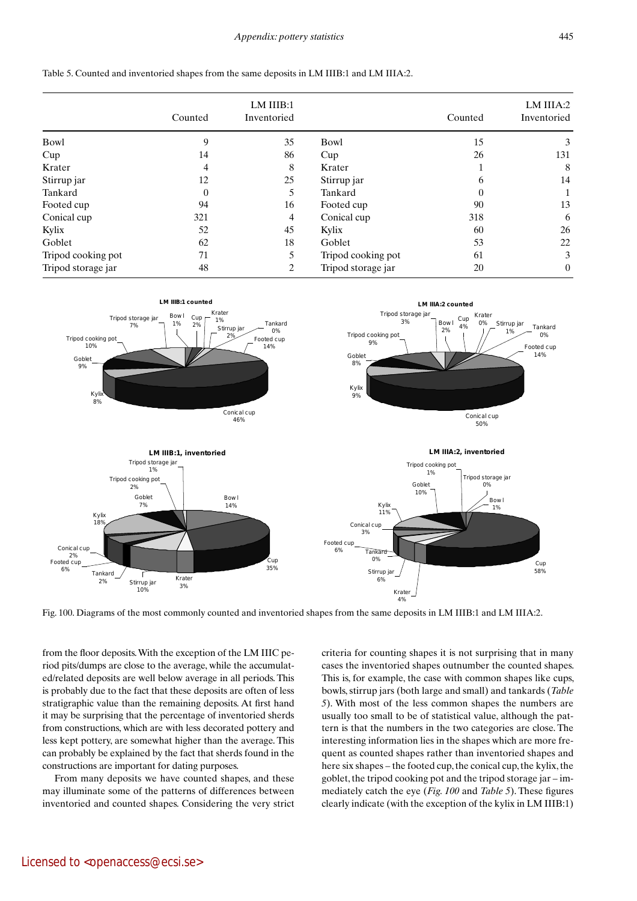Table 5. Counted and inventoried shapes from the same deposits in LM IIIB:1 and LM IIIA:2.

| | LM IIIB:1 Counted | LM IIIB:1 Inventoried | | LM IIIA:2 Counted | LM IIIA:2 Inventoried |
|---|---|---|---|---|---|
| Bowl | 9 | 35 | Bowl | 15 | 3 |
| Cup | 14 | 86 | Cup | 26 | 131 |
| Krater | 4 | 8 | Krater | 1 | 8 |
| Stirrup jar | 12 | 25 | Stirrup jar | 6 | 14 |
| Tankard | 0 | 5 | Tankard | 0 | 1 |
| Footed cup | 94 | 16 | Footed cup | 90 | 13 |
| Conical cup | 321 | 4 | Conical cup | 318 | 6 |
| Kylix | 52 | 45 | Kylix | 60 | 26 |
| Goblet | 62 | 18 | Goblet | 53 | 22 |
| Tripod cooking pot | 71 | 5 | Tripod cooking pot | 61 | 3 |
| Tripod storage jar | 48 | 2 | Tripod storage jar | 20 | 0 |

Fig. 100. Diagrams of the most commonly counted and inventoried shapes from the same deposits in LM IIIB:1 and LM IIIA:2.

from the floor deposits. With the exception of the LM IIIC period pits/dumps are close to the average, while the accumulated/related deposits are well below average in all periods. This is probably due to the fact that these deposits are often of less stratigraphic value than the remaining deposits. At first hand it may be surprising that the percentage of inventoried sherds from constructions, which are with less decorated pottery and less kept pottery, are somewhat higher than the average. This can probably be explained by the fact that sherds found in the constructions are important for dating purposes.

From many deposits we have counted shapes, and these may illuminate some of the patterns of differences between inventoried and counted shapes. Considering the very strict criteria for counting shapes it is not surprising that in many cases the inventoried shapes outnumber the counted shapes. This is, for example, the case with common shapes like cups, bowls, stirrup jars (both large and small) and tankards (*Table 5*). With most of the less common shapes the numbers are usually too small to be of statistical value, although the pattern is that the numbers in the two categories are close. The interesting information lies in the shapes which are more frequent as counted shapes rather than inventoried shapes and here six shapes – the footed cup, the conical cup, the kylix, the goblet, the tripod cooking pot and the tripod storage jar – immediately catch the eye (*Fig. 100* and *Table 5*). These figures clearly indicate (with the exception of the kylix in LM IIIB:1)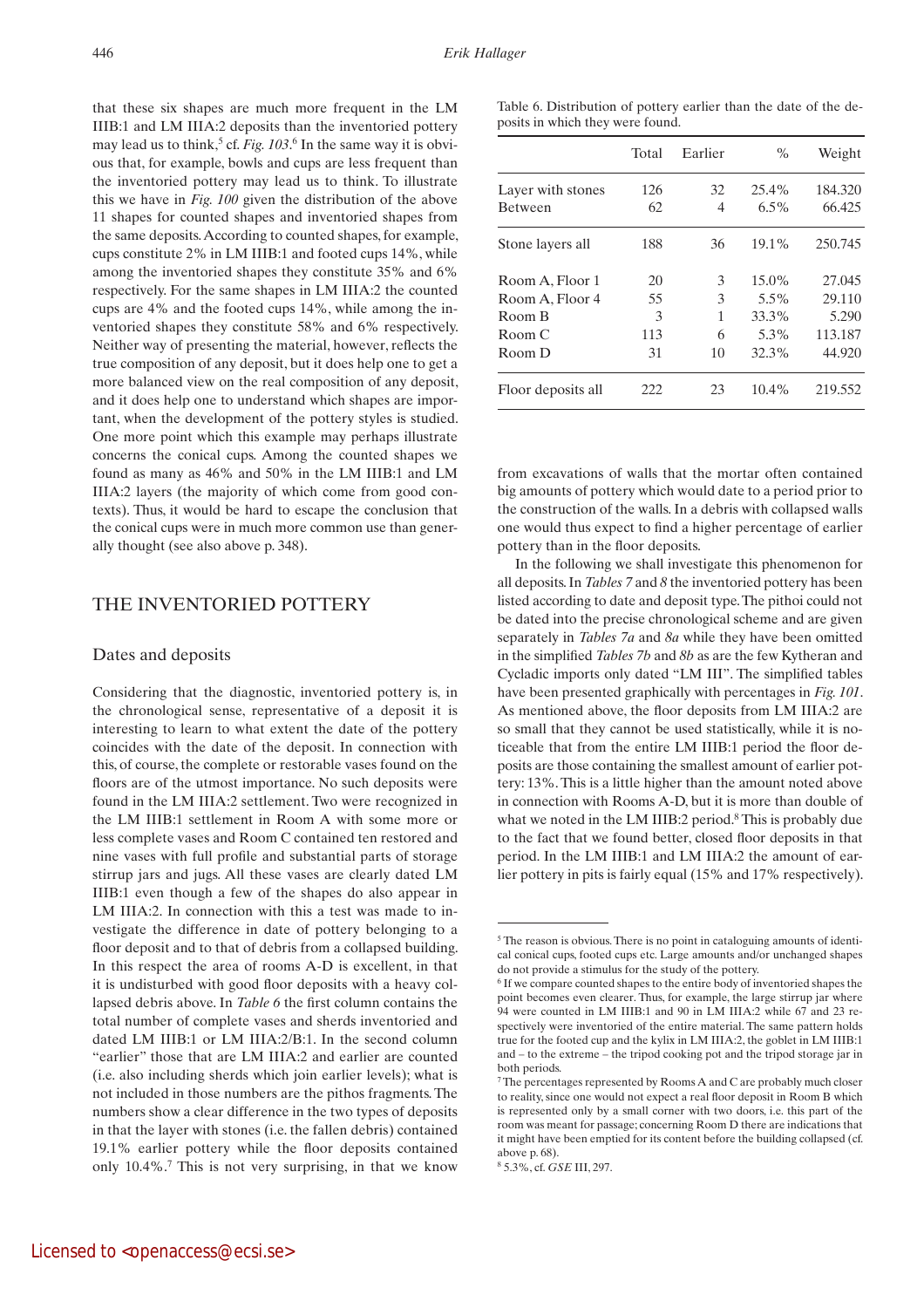that these six shapes are much more frequent in the LM IIIB:1 and LM IIIA:2 deposits than the inventoried pottery may lead us to think,[5] cf. *Fig. 103*.[6] In the same way it is obvious that, for example, bowls and cups are less frequent than the inventoried pottery may lead us to think. To illustrate this we have in *Fig. 100* given the distribution of the above 11 shapes for counted shapes and inventoried shapes from the same deposits. According to counted shapes, for example, cups constitute 2% in LM IIIB:1 and footed cups 14%, while among the inventoried shapes they constitute 35% and 6% respectively. For the same shapes in LM IIIA:2 the counted cups are 4% and the footed cups 14%, while among the inventoried shapes they constitute 58% and 6% respectively. Neither way of presenting the material, however, reflects the true composition of any deposit, but it does help one to get a more balanced view on the real composition of any deposit, and it does help one to understand which shapes are important, when the development of the pottery styles is studied. One more point which this example may perhaps illustrate concerns the conical cups. Among the counted shapes we found as many as 46% and 50% in the LM IIIB:1 and LM IIIA:2 layers (the majority of which come from good contexts). Thus, it would be hard to escape the conclusion that the conical cups were in much more common use than generally thought (see also above p. 348).

## THE INVENTORIED POTTERY

### Dates and deposits

Considering that the diagnostic, inventoried pottery is, in the chronological sense, representative of a deposit it is interesting to learn to what extent the date of the pottery coincides with the date of the deposit. In connection with this, of course, the complete or restorable vases found on the floors are of the utmost importance. No such deposits were found in the LM IIIA:2 settlement. Two were recognized in the LM IIIB:1 settlement in Room A with some more or less complete vases and Room C contained ten restored and nine vases with full profile and substantial parts of storage stirrup jars and jugs. All these vases are clearly dated LM IIIB:1 even though a few of the shapes do also appear in LM IIIA:2. In connection with this a test was made to investigate the difference in date of pottery belonging to a floor deposit and to that of debris from a collapsed building. In this respect the area of rooms A-D is excellent, in that it is undisturbed with good floor deposits with a heavy collapsed debris above. In *Table 6* the first column contains the total number of complete vases and sherds inventoried and dated LM IIIB:1 or LM IIIA:2/B:1. In the second column "earlier" those that are LM IIIA:2 and earlier are counted (i.e. also including sherds which join earlier levels); what is not included in those numbers are the pithos fragments. The numbers show a clear difference in the two types of deposits in that the layer with stones (i.e. the fallen debris) contained 19.1% earlier pottery while the floor deposits contained only 10.4%.[7] This is not very surprising, in that we know

Table 6. Distribution of pottery earlier than the date of the deposits in which they were found.

| | Total | Earlier | % | Weight |
|---|---|---|---|---|
| Layer with stones | 126 | 32 | 25.4% | 184.320 |
| Between | 62 | 4 | 6.5% | 66.425 |
| Stone layers all | 188 | 36 | 19.1% | 250.745 |
| Room A, Floor 1 | 20 | 3 | 15.0% | 27.045 |
| Room A, Floor 4 | 55 | 3 | 5.5% | 29.110 |
| Room B | 3 | 1 | 33.3% | 5.290 |
| Room C | 113 | 6 | 5.3% | 113.187 |
| Room D | 31 | 10 | 32.3% | 44.920 |
| Floor deposits all | 222 | 23 | 10.4% | 219.552 |

from excavations of walls that the mortar often contained big amounts of pottery which would date to a period prior to the construction of the walls. In a debris with collapsed walls one would thus expect to find a higher percentage of earlier pottery than in the floor deposits.

In the following we shall investigate this phenomenon for all deposits. In *Tables 7* and *8* the inventoried pottery has been listed according to date and deposit type. The pithoi could not be dated into the precise chronological scheme and are given separately in *Tables 7a* and *8a* while they have been omitted in the simplified *Tables 7b* and *8b* as are the few Kytheran and Cycladic imports only dated "LM III". The simplified tables have been presented graphically with percentages in *Fig. 101*. As mentioned above, the floor deposits from LM IIIA:2 are so small that they cannot be used statistically, while it is noticeable that from the entire LM IIIB:1 period the floor deposits are those containing the smallest amount of earlier pottery: 13%. This is a little higher than the amount noted above in connection with Rooms A-D, but it is more than double of what we noted in the LM IIIB:2 period.[8] This is probably due to the fact that we found better, closed floor deposits in that period. In the LM IIIB:1 and LM IIIA:2 the amount of earlier pottery in pits is fairly equal (15% and 17% respectively).

---

[5] The reason is obvious. There is no point in cataloguing amounts of identical conical cups, footed cups etc. Large amounts and/or unchanged shapes do not provide a stimulus for the study of the pottery.

[6] If we compare counted shapes to the entire body of inventoried shapes the point becomes even clearer. Thus, for example, the large stirrup jar where 94 were counted in LM IIIB:1 and 90 in LM IIIA:2 while 67 and 23 respectively were inventoried of the entire material. The same pattern holds true for the footed cup and the kylix in LM IIIA:2, the goblet in LM IIIB:1 and – to the extreme – the tripod cooking pot and the tripod storage jar in both periods.

[7] The percentages represented by Rooms A and C are probably much closer to reality, since one would not expect a real floor deposit in Room B which is represented only by a small corner with two doors, i.e. this part of the room was meant for passage; concerning Room D there are indications that it might have been emptied for its content before the building collapsed (cf. above p. 68).

[8] 5.3%, cf. *GSE* III, 297.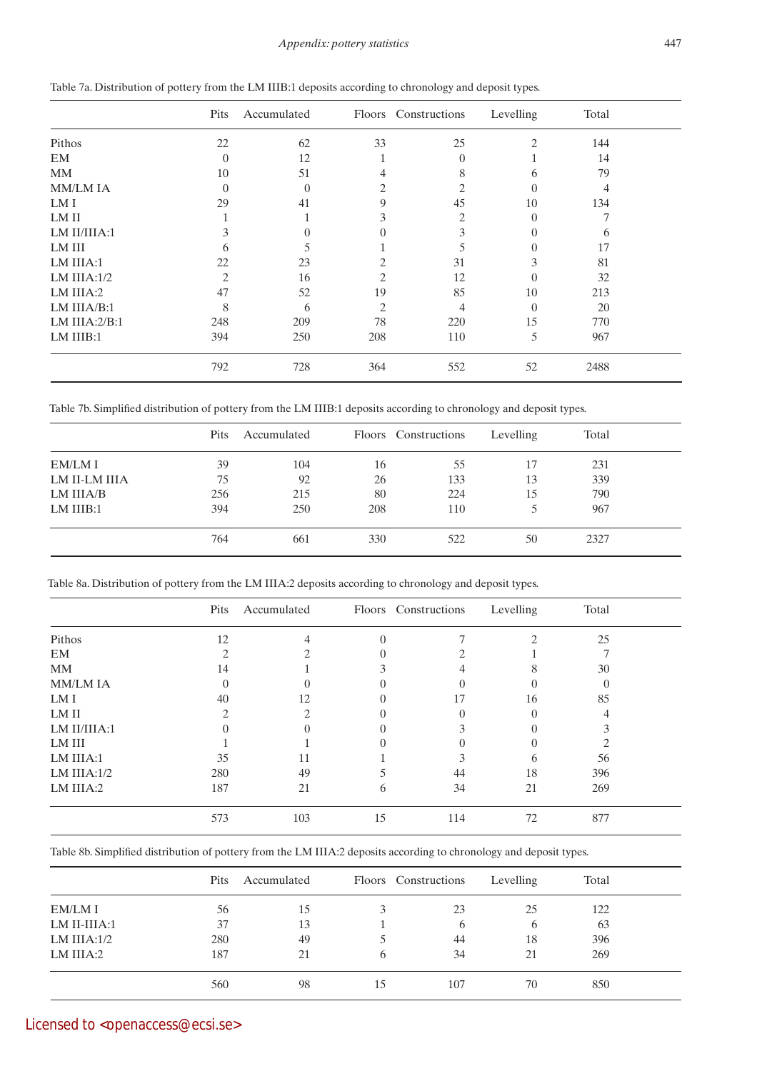Table 7a. Distribution of pottery from the LM IIIB:1 deposits according to chronology and deposit types.

| | Pits | Accumulated | Floors | Constructions | Levelling | Total |
|---|---|---|---|---|---|---|
| Pithos | 22 | 62 | 33 | 25 | 2 | 144 |
| EM | 0 | 12 | 1 | 0 | 1 | 14 |
| MM | 10 | 51 | 4 | 8 | 6 | 79 |
| MM/LM IA | 0 | 0 | 2 | 2 | 0 | 4 |
| LM I | 29 | 41 | 9 | 45 | 10 | 134 |
| LM II | 1 | 1 | 3 | 2 | 0 | 7 |
| LM II/IIIA:1 | 3 | 0 | 0 | 3 | 0 | 6 |
| LM III | 6 | 5 | 1 | 5 | 0 | 17 |
| LM IIIA:1 | 22 | 23 | 2 | 31 | 3 | 81 |
| LM IIIA:1/2 | 2 | 16 | 2 | 12 | 0 | 32 |
| LM IIIA:2 | 47 | 52 | 19 | 85 | 10 | 213 |
| LM IIIA/B:1 | 8 | 6 | 2 | 4 | 0 | 20 |
| LM IIIA:2/B:1 | 248 | 209 | 78 | 220 | 15 | 770 |
| LM IIIB:1 | 394 | 250 | 208 | 110 | 5 | 967 |
| | 792 | 728 | 364 | 552 | 52 | 2488 |

Table 7b. Simplified distribution of pottery from the LM IIIB:1 deposits according to chronology and deposit types.

| | Pits | Accumulated | Floors | Constructions | Levelling | Total |
|---|---|---|---|---|---|---|
| EM/LM I | 39 | 104 | 16 | 55 | 17 | 231 |
| LM II-LM IIIA | 75 | 92 | 26 | 133 | 13 | 339 |
| LM IIIA/B | 256 | 215 | 80 | 224 | 15 | 790 |
| LM IIIB:1 | 394 | 250 | 208 | 110 | 5 | 967 |
| | 764 | 661 | 330 | 522 | 50 | 2327 |

Table 8a. Distribution of pottery from the LM IIIA:2 deposits according to chronology and deposit types.

| | Pits | Accumulated | Floors | Constructions | Levelling | Total |
|---|---|---|---|---|---|---|
| Pithos | 12 | 4 | 0 | 7 | 2 | 25 |
| EM | 2 | 2 | 0 | 2 | 1 | 7 |
| MM | 14 | 1 | 3 | 4 | 8 | 30 |
| MM/LM IA | 0 | 0 | 0 | 0 | 0 | 0 |
| LM I | 40 | 12 | 0 | 17 | 16 | 85 |
| LM II | 2 | 2 | 0 | 0 | 0 | 4 |
| LM II/IIIA:1 | 0 | 0 | 0 | 3 | 0 | 3 |
| LM III | 1 | 1 | 0 | 0 | 0 | 2 |
| LM IIIA:1 | 35 | 11 | 1 | 3 | 6 | 56 |
| LM IIIA:1/2 | 280 | 49 | 5 | 44 | 18 | 396 |
| LM IIIA:2 | 187 | 21 | 6 | 34 | 21 | 269 |
| | 573 | 103 | 15 | 114 | 72 | 877 |

Table 8b. Simplified distribution of pottery from the LM IIIA:2 deposits according to chronology and deposit types.

| | Pits | Accumulated | Floors | Constructions | Levelling | Total |
|---|---|---|---|---|---|---|
| EM/LM I | 56 | 15 | 3 | 23 | 25 | 122 |
| LM II-IIIA:1 | 37 | 13 | 1 | 6 | 6 | 63 |
| LM IIIA:1/2 | 280 | 49 | 5 | 44 | 18 | 396 |
| LM IIIA:2 | 187 | 21 | 6 | 34 | 21 | 269 |
| | 560 | 98 | 15 | 107 | 70 | 850 |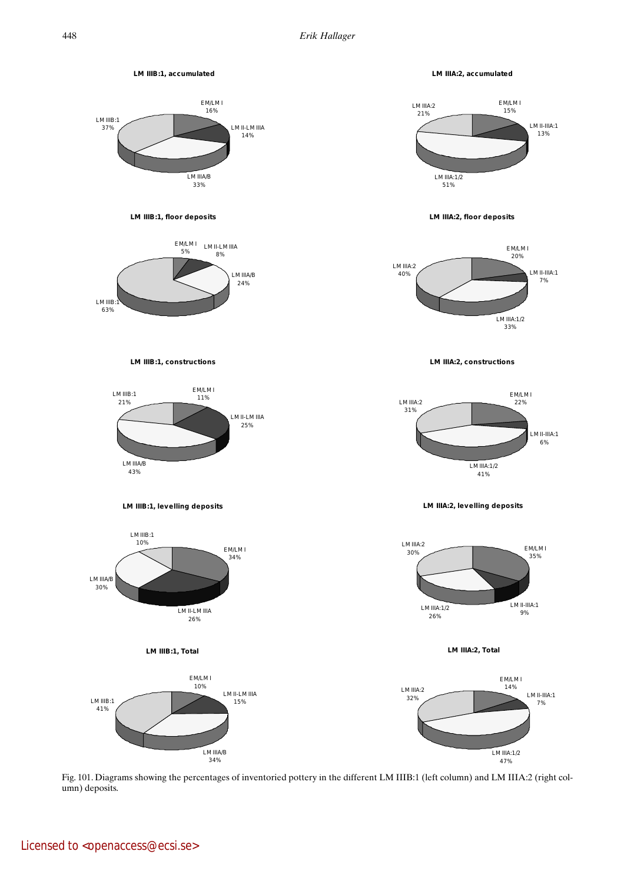**LM IIIB:1, accumulated**

EM/LM I 16%; LM II-LM IIIA 14%; LM IIIA/B 33%; LM IIIB:1 37%

**LM IIIA:2, accumulated**

EM/LM I 15%; LM II-IIIA:1 13%; LM IIIA:1/2 51%; LM IIIA:2 21%

**LM IIIB:1, floor deposits**

EM/LM I 5%; LM II-LM IIIA 8%; LM IIIA/B 24%; LM IIIB:1 63%

**LM IIIA:2, floor deposits**

EM/LM I 20%; LM II-IIIA:1 7%; LM IIIA:1/2 33%; LM IIIA:2 40%

**LM IIIB:1, constructions**

EM/LM I 11%; LM II-LM IIIA 25%; LM IIIA/B 43%; LM IIIB:1 21%

**LM IIIA:2, constructions**

EM/LM I 22%; LM II-IIIA:1 6%; LM IIIA:1/2 41%; LM IIIA:2 31%

**LM IIIB:1, levelling deposits**

EM/LM I 34%; LM II-LM IIIA 26%; LM IIIA/B 30%; LM IIIB:1 10%

**LM IIIA:2, levelling deposits**

EM/LM I 35%; LM II-IIIA:1 9%; LM IIIA:1/2 26%; LM IIIA:2 30%

**LM IIIB:1, Total**

EM/LM I 10%; LM II-LM IIIA 15%; LM IIIA/B 34%; LM IIIB:1 41%

**LM IIIA:2, Total**

EM/LM I 14%; LM II-IIIA:1 7%; LM IIIA:1/2 47%; LM IIIA:2 32%

Fig. 101. Diagrams showing the percentages of inventoried pottery in the different LM IIIB:1 (left column) and LM IIIA:2 (right column) deposits.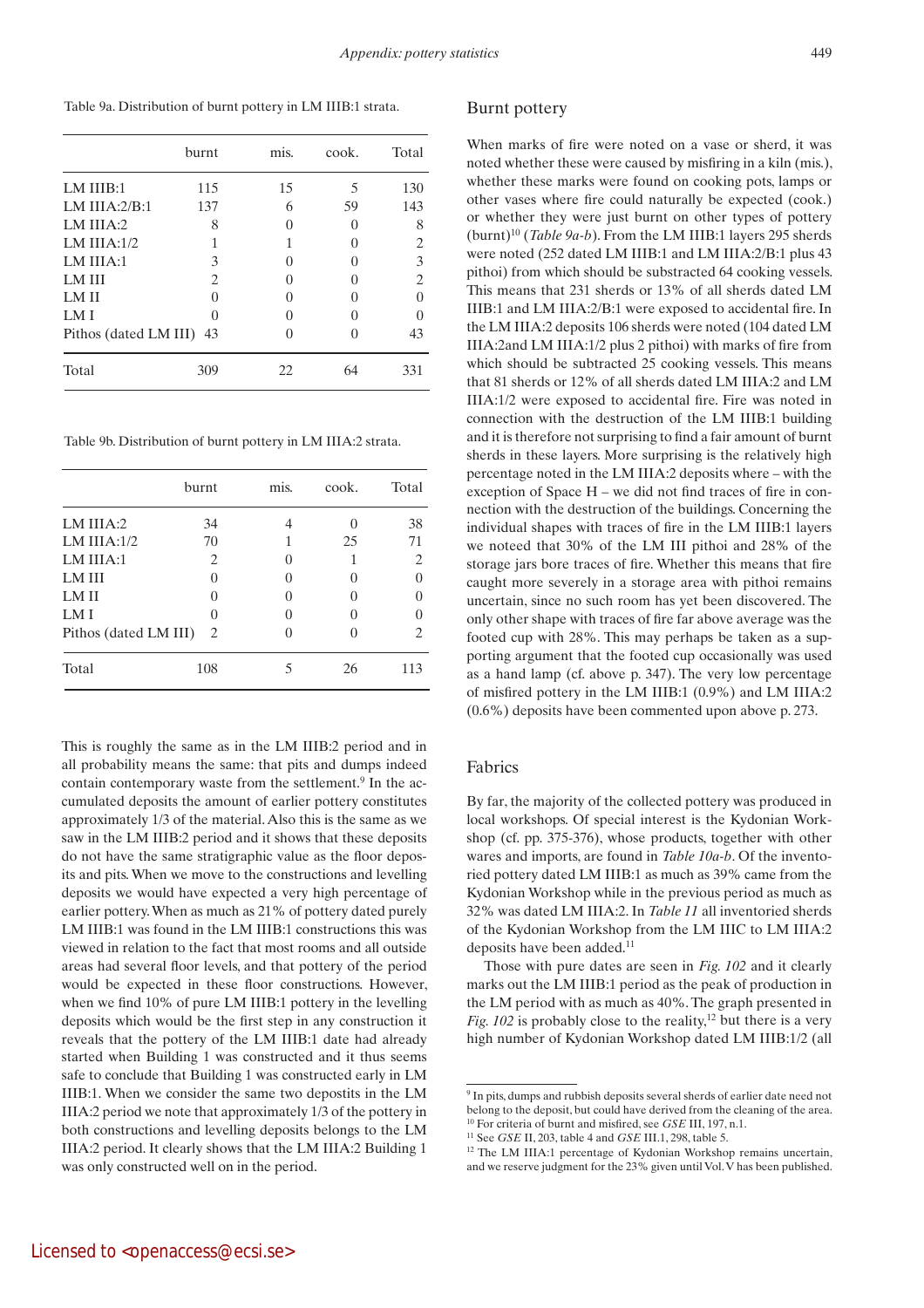Table 9a. Distribution of burnt pottery in LM IIIB:1 strata.

| | burnt | mis. | cook. | Total |
|---|---|---|---|---|
| LM IIIB:1 | 115 | 15 | 5 | 130 |
| LM IIIA:2/B:1 | 137 | 6 | 59 | 143 |
| LM IIIA:2 | 8 | 0 | 0 | 8 |
| LM IIIA:1/2 | 1 | 1 | 0 | 2 |
| LM IIIA:1 | 3 | 0 | 0 | 3 |
| LM III | 2 | 0 | 0 | 2 |
| LM II | 0 | 0 | 0 | 0 |
| LM I | 0 | 0 | 0 | 0 |
| Pithos (dated LM III) | 43 | 0 | 0 | 43 |
| Total | 309 | 22 | 64 | 331 |

Table 9b. Distribution of burnt pottery in LM IIIA:2 strata.

| | burnt | mis. | cook. | Total |
|---|---|---|---|---|
| LM IIIA:2 | 34 | 4 | 0 | 38 |
| LM IIIA:1/2 | 70 | 1 | 25 | 71 |
| LM IIIA:1 | 2 | 0 | 1 | 2 |
| LM III | 0 | 0 | 0 | 0 |
| LM II | 0 | 0 | 0 | 0 |
| LM I | 0 | 0 | 0 | 0 |
| Pithos (dated LM III) | 2 | 0 | 0 | 2 |
| Total | 108 | 5 | 26 | 113 |

This is roughly the same as in the LM IIIB:2 period and in all probability means the same: that pits and dumps indeed contain contemporary waste from the settlement.[9] In the accumulated deposits the amount of earlier pottery constitutes approximately 1/3 of the material. Also this is the same as we saw in the LM IIIB:2 period and it shows that these deposits do not have the same stratigraphic value as the floor deposits and pits. When we move to the constructions and levelling deposits we would have expected a very high percentage of earlier pottery. When as much as 21% of pottery dated purely LM IIIB:1 was found in the LM IIIB:1 constructions this was viewed in relation to the fact that most rooms and all outside areas had several floor levels, and that pottery of the period would be expected in these floor constructions. However, when we find 10% of pure LM IIIB:1 pottery in the levelling deposits which would be the first step in any construction it reveals that the pottery of the LM IIIB:1 date had already started when Building 1 was constructed and it thus seems safe to conclude that Building 1 was constructed early in LM IIIB:1. When we consider the same two depostits in the LM IIIA:2 period we note that approximately 1/3 of the pottery in both constructions and levelling deposits belongs to the LM IIIA:2 period. It clearly shows that the LM IIIA:2 Building 1 was only constructed well on in the period.

## Burnt pottery

When marks of fire were noted on a vase or sherd, it was noted whether these were caused by misfiring in a kiln (mis.), whether these marks were found on cooking pots, lamps or other vases where fire could naturally be expected (cook.) or whether they were just burnt on other types of pottery (burnt)[10] (*Table 9a-b*). From the LM IIIB:1 layers 295 sherds were noted (252 dated LM IIIB:1 and LM IIIA:2/B:1 plus 43 pithoi) from which should be substracted 64 cooking vessels. This means that 231 sherds or 13% of all sherds dated LM IIIB:1 and LM IIIA:2/B:1 were exposed to accidental fire. In the LM IIIA:2 deposits 106 sherds were noted (104 dated LM IIIA:2and LM IIIA:1/2 plus 2 pithoi) with marks of fire from which should be subtracted 25 cooking vessels. This means that 81 sherds or 12% of all sherds dated LM IIIA:2 and LM IIIA:1/2 were exposed to accidental fire. Fire was noted in connection with the destruction of the LM IIIB:1 building and it is therefore not surprising to find a fair amount of burnt sherds in these layers. More surprising is the relatively high percentage noted in the LM IIIA:2 deposits where – with the exception of Space H – we did not find traces of fire in connection with the destruction of the buildings. Concerning the individual shapes with traces of fire in the LM IIIB:1 layers we noteed that 30% of the LM III pithoi and 28% of the storage jars bore traces of fire. Whether this means that fire caught more severely in a storage area with pithoi remains uncertain, since no such room has yet been discovered. The only other shape with traces of fire far above average was the footed cup with 28%. This may perhaps be taken as a supporting argument that the footed cup occasionally was used as a hand lamp (cf. above p. 347). The very low percentage of misfired pottery in the LM IIIB:1 (0.9%) and LM IIIA:2 (0.6%) deposits have been commented upon above p. 273.

## Fabrics

By far, the majority of the collected pottery was produced in local workshops. Of special interest is the Kydonian Workshop (cf. pp. 375-376), whose products, together with other wares and imports, are found in *Table 10a-b*. Of the inventoried pottery dated LM IIIB:1 as much as 39% came from the Kydonian Workshop while in the previous period as much as 32% was dated LM IIIA:2. In *Table 11* all inventoried sherds of the Kydonian Workshop from the LM IIIC to LM IIIA:2 deposits have been added.[11]

Those with pure dates are seen in *Fig. 102* and it clearly marks out the LM IIIB:1 period as the peak of production in the LM period with as much as 40%. The graph presented in *Fig. 102* is probably close to the reality,[12] but there is a very high number of Kydonian Workshop dated LM IIIB:1/2 (all

---

[9] In pits, dumps and rubbish deposits several sherds of earlier date need not belong to the deposit, but could have derived from the cleaning of the area.

[10] For criteria of burnt and misfired, see *GSE* III, 197, n.1.

[11] See *GSE* II, 203, table 4 and *GSE* III.1, 298, table 5.

[12] The LM IIIA:1 percentage of Kydonian Workshop remains uncertain, and we reserve judgment for the 23% given until Vol. V has been published.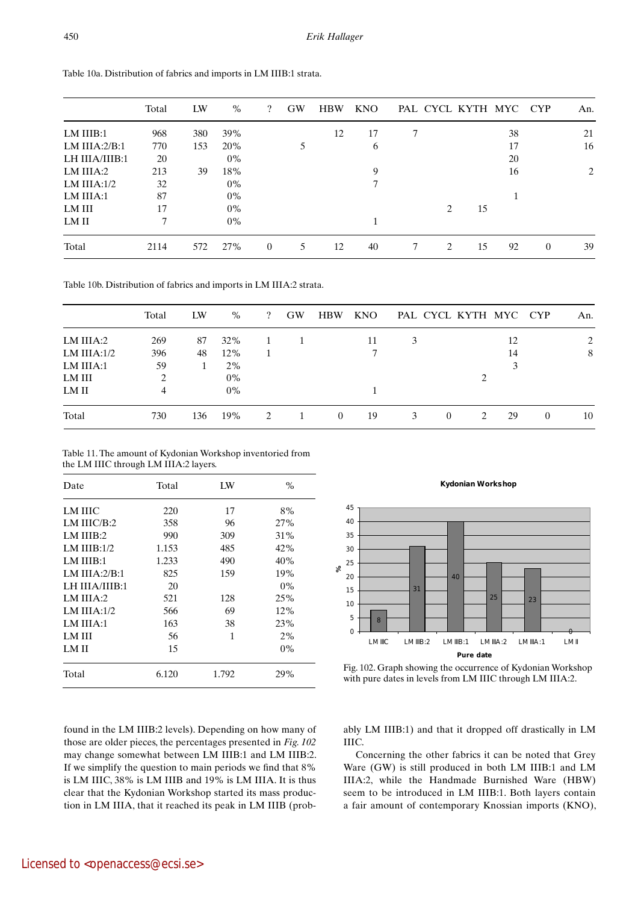Table 10a. Distribution of fabrics and imports in LM IIIB:1 strata.

| | Total | LW | % | ? | GW | HBW | KNO | PAL | CYCL | KYTH | MYC | CYP | An. |
|---|---|---|---|---|---|---|---|---|---|---|---|---|---|
| LM IIIB:1 | 968 | 380 | 39% | | | 12 | 17 | 7 | | | 38 | | 21 |
| LM IIIA:2/B:1 | 770 | 153 | 20% | | 5 | | 6 | | | | 17 | | 16 |
| LH IIIA/IIIB:1 | 20 | | 0% | | | | | | | | 20 | | |
| LM IIIA:2 | 213 | 39 | 18% | | | | 9 | | | | 16 | | 2 |
| LM IIIA:1/2 | 32 | | 0% | | | | 7 | | | | | | |
| LM IIIA:1 | 87 | | 0% | | | | | | | | 1 | | |
| LM III | 17 | | 0% | | | | | | 2 | 15 | | | |
| LM II | 7 | | 0% | | | | 1 | | | | | | |
| Total | 2114 | 572 | 27% | 0 | 5 | 12 | 40 | 7 | 2 | 15 | 92 | 0 | 39 |

Table 10b. Distribution of fabrics and imports in LM IIIA:2 strata.

| | Total | LW | % | ? | GW | HBW | KNO | PAL | CYCL | KYTH | MYC | CYP | An. |
|---|---|---|---|---|---|---|---|---|---|---|---|---|---|
| LM IIIA:2 | 269 | 87 | 32% | 1 | 1 | | 11 | 3 | | | 12 | | 2 |
| LM IIIA:1/2 | 396 | 48 | 12% | 1 | | | 7 | | | | 14 | | 8 |
| LM IIIA:1 | 59 | 1 | 2% | | | | | | | | 3 | | |
| LM III | 2 | | 0% | | | | | | | 2 | | | |
| LM II | 4 | | 0% | | | | 1 | | | | | | |
| Total | 730 | 136 | 19% | 2 | 1 | 0 | 19 | 3 | 0 | 2 | 29 | 0 | 10 |

Table 11. The amount of Kydonian Workshop inventoried from the LM IIIC through LM IIIA:2 layers.

| Date | Total | LW | % |
|---|---|---|---|
| LM IIIC | 220 | 17 | 8% |
| LM IIIC/B:2 | 358 | 96 | 27% |
| LM IIIB:2 | 990 | 309 | 31% |
| LM IIIB:1/2 | 1.153 | 485 | 42% |
| LM IIIB:1 | 1.233 | 490 | 40% |
| LM IIIA:2/B:1 | 825 | 159 | 19% |
| LH IIIA/IIIB:1 | 20 | | 0% |
| LM IIIA:2 | 521 | 128 | 25% |
| LM IIIA:1/2 | 566 | 69 | 12% |
| LM IIIA:1 | 163 | 38 | 23% |
| LM III | 56 | 1 | 2% |
| LM II | 15 | | 0% |
| Total | 6.120 | 1.792 | 29% |

Fig. 102. Graph showing the occurrence of Kydonian Workshop with pure dates in levels from LM IIIC through LM IIIA:2.

found in the LM IIIB:2 levels). Depending on how many of those are older pieces, the percentages presented in *Fig. 102* may change somewhat between LM IIIB:1 and LM IIIB:2. If we simplify the question to main periods we find that 8% is LM IIIC, 38% is LM IIIB and 19% is LM IIIA. It is thus clear that the Kydonian Workshop started its mass production in LM IIIA, that it reached its peak in LM IIIB (probably LM IIIB:1) and that it dropped off drastically in LM IIIC.

Concerning the other fabrics it can be noted that Grey Ware (GW) is still produced in both LM IIIB:1 and LM IIIA:2, while the Handmade Burnished Ware (HBW) seem to be introduced in LM IIIB:1. Both layers contain a fair amount of contemporary Knossian imports (KNO),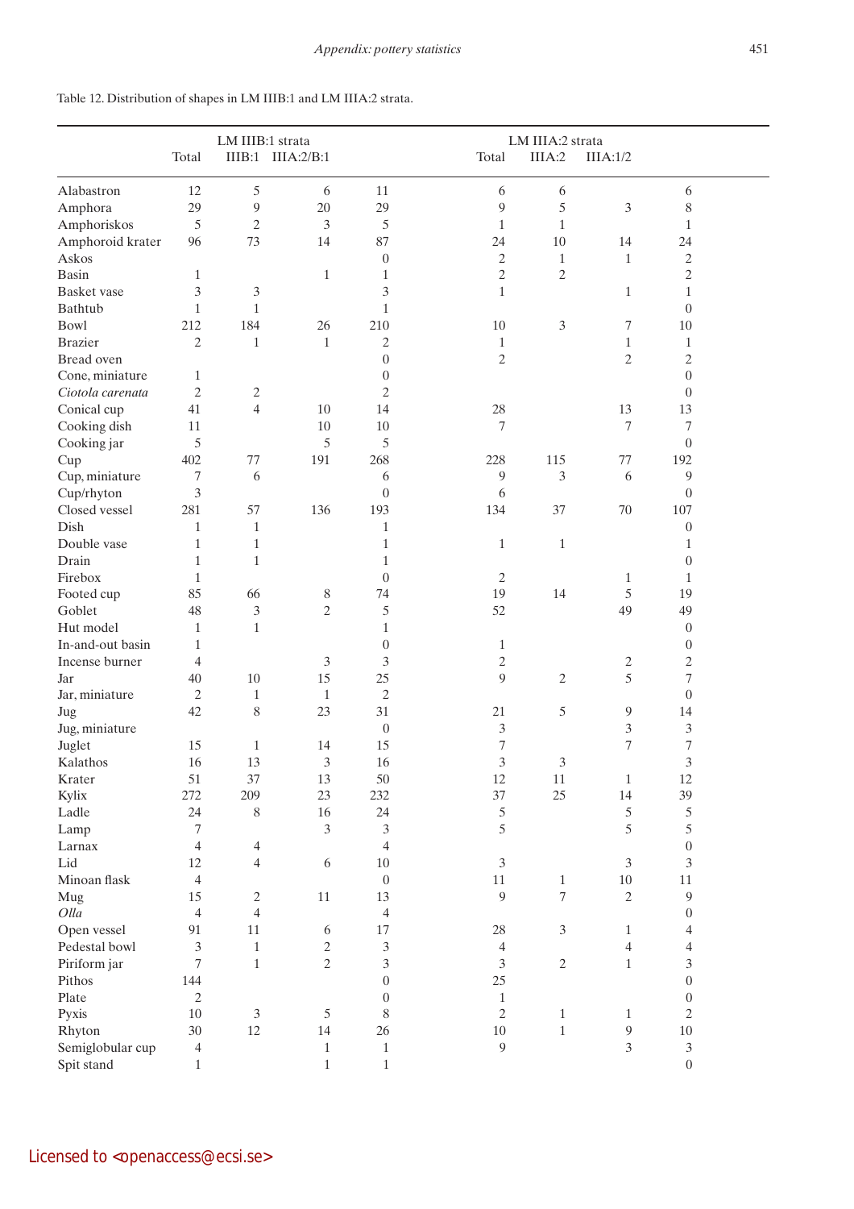Table 12. Distribution of shapes in LM IIIB:1 and LM IIIA:2 strata.

| | LM IIIB:1 strata | | | | LM IIIA:2 strata | | | |
|---|---|---|---|---|---|---|---|---|
| | Total | IIIB:1 | IIIA:2/B:1 | | Total | IIIA:2 | IIIA:1/2 | |
| Alabastron | 12 | 5 | 6 | 11 | 6 | 6 | | 6 |
| Amphora | 29 | 9 | 20 | 29 | 9 | 5 | 3 | 8 |
| Amphoriskos | 5 | 2 | 3 | 5 | 1 | 1 | | 1 |
| Amphoroid krater | 96 | 73 | 14 | 87 | 24 | 10 | 14 | 24 |
| Askos | | | | 0 | 2 | 1 | 1 | 2 |
| Basin | 1 | | 1 | 1 | 2 | 2 | | 2 |
| Basket vase | 3 | 3 | | 3 | 1 | | 1 | 1 |
| Bathtub | 1 | 1 | | 1 | | | | 0 |
| Bowl | 212 | 184 | 26 | 210 | 10 | 3 | 7 | 10 |
| Brazier | 2 | 1 | 1 | 2 | 1 | | 1 | 1 |
| Bread oven | | | | 0 | 2 | | 2 | 2 |
| Cone, miniature | 1 | | | 0 | | | | 0 |
| *Ciotola carenata* | 2 | 2 | | 2 | | | | 0 |
| Conical cup | 41 | 4 | 10 | 14 | 28 | | 13 | 13 |
| Cooking dish | 11 | | 10 | 10 | 7 | | 7 | 7 |
| Cooking jar | 5 | | 5 | 5 | | | | 0 |
| Cup | 402 | 77 | 191 | 268 | 228 | 115 | 77 | 192 |
| Cup, miniature | 7 | 6 | | 6 | 9 | 3 | 6 | 9 |
| Cup/rhyton | 3 | | | 0 | 6 | | | 0 |
| Closed vessel | 281 | 57 | 136 | 193 | 134 | 37 | 70 | 107 |
| Dish | 1 | 1 | | 1 | | | | 0 |
| Double vase | 1 | 1 | | 1 | 1 | 1 | | 1 |
| Drain | 1 | 1 | | 1 | | | | 0 |
| Firebox | 1 | | | 0 | 2 | | 1 | 1 |
| Footed cup | 85 | 66 | 8 | 74 | 19 | 14 | 5 | 19 |
| Goblet | 48 | 3 | 2 | 5 | 52 | | 49 | 49 |
| Hut model | 1 | 1 | | 1 | | | | 0 |
| In-and-out basin | 1 | | | 0 | 1 | | | 0 |
| Incense burner | 4 | | 3 | 3 | 2 | | 2 | 2 |
| Jar | 40 | 10 | 15 | 25 | 9 | 2 | 5 | 7 |
| Jar, miniature | 2 | 1 | 1 | 2 | | | | 0 |
| Jug | 42 | 8 | 23 | 31 | 21 | 5 | 9 | 14 |
| Jug, miniature | | | | 0 | 3 | | 3 | 3 |
| Juglet | 15 | 1 | 14 | 15 | 7 | | 7 | 7 |
| Kalathos | 16 | 13 | 3 | 16 | 3 | 3 | | 3 |
| Krater | 51 | 37 | 13 | 50 | 12 | 11 | 1 | 12 |
| Kylix | 272 | 209 | 23 | 232 | 37 | 25 | 14 | 39 |
| Ladle | 24 | 8 | 16 | 24 | 5 | | 5 | 5 |
| Lamp | 7 | | 3 | 3 | 5 | | 5 | 5 |
| Larnax | 4 | 4 | | 4 | | | | 0 |
| Lid | 12 | 4 | 6 | 10 | 3 | | 3 | 3 |
| Minoan flask | 4 | | | 0 | 11 | 1 | 10 | 11 |
| Mug | 15 | 2 | 11 | 13 | 9 | 7 | 2 | 9 |
| *Olla* | 4 | 4 | | 4 | | | | 0 |
| Open vessel | 91 | 11 | 6 | 17 | 28 | 3 | 1 | 4 |
| Pedestal bowl | 3 | 1 | 2 | 3 | 4 | | 4 | 4 |
| Piriform jar | 7 | 1 | 2 | 3 | 3 | 2 | 1 | 3 |
| Pithos | 144 | | | 0 | 25 | | | 0 |
| Plate | 2 | | | 0 | 1 | | | 0 |
| Pyxis | 10 | 3 | 5 | 8 | 2 | 1 | 1 | 2 |
| Rhyton | 30 | 12 | 14 | 26 | 10 | 1 | 9 | 10 |
| Semiglobular cup | 4 | | 1 | 1 | 9 | | 3 | 3 |
| Spit stand | 1 | | 1 | 1 | | | | 0 |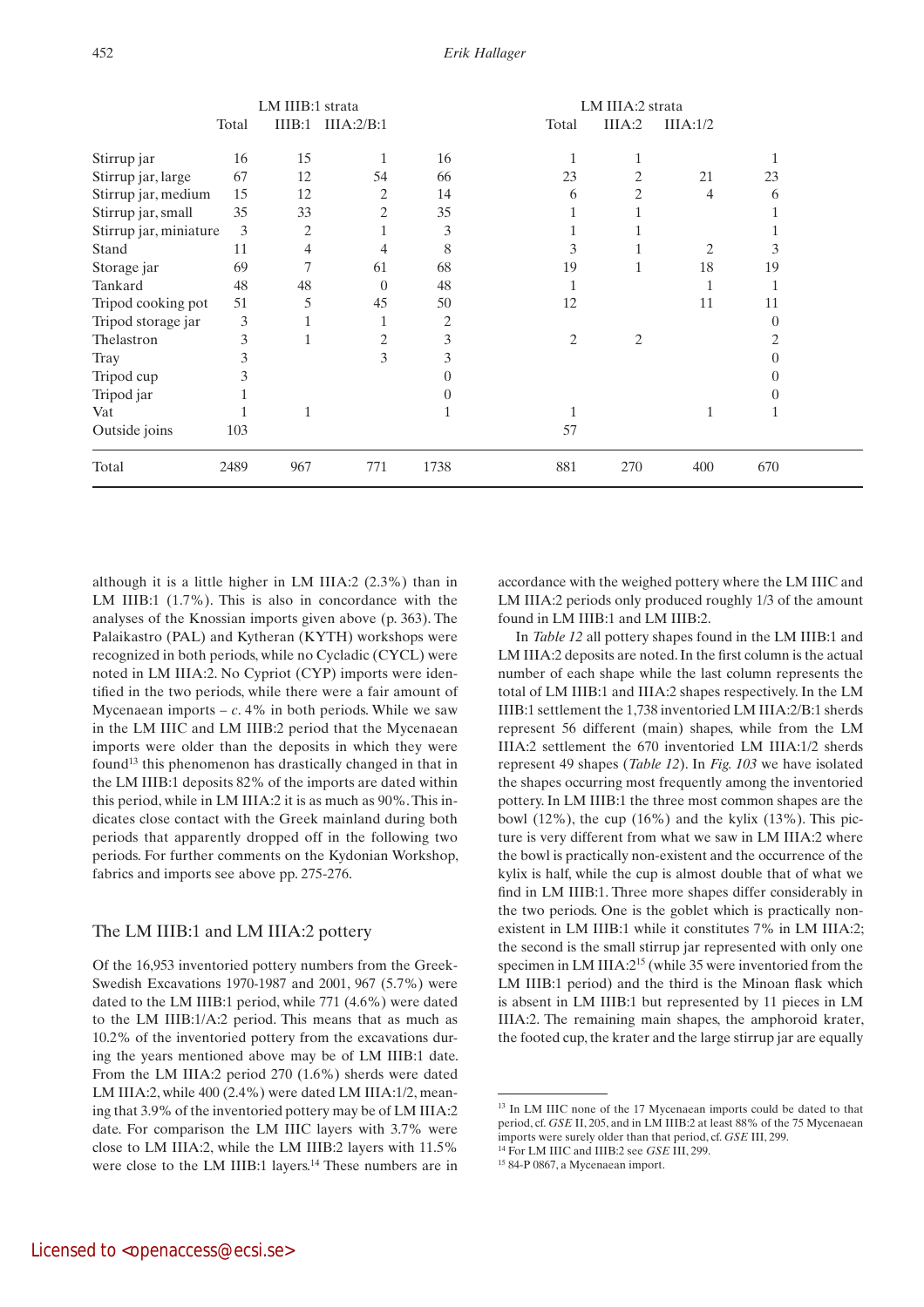| | LM IIIB:1 strata | | | | LM IIIA:2 strata | | | |
|---|---|---|---|---|---|---|---|---|
| | Total | IIIB:1 | IIIA:2/B:1 | | Total | IIIA:2 | IIIA:1/2 | |
| Stirrup jar | 16 | 15 | 1 | 16 | 1 | 1 | | 1 |
| Stirrup jar, large | 67 | 12 | 54 | 66 | 23 | 2 | 21 | 23 |
| Stirrup jar, medium | 15 | 12 | 2 | 14 | 6 | 2 | 4 | 6 |
| Stirrup jar, small | 35 | 33 | 2 | 35 | 1 | 1 | | 1 |
| Stirrup jar, miniature | 3 | 2 | 1 | 3 | 1 | 1 | | 1 |
| Stand | 11 | 4 | 4 | 8 | 3 | 1 | 2 | 3 |
| Storage jar | 69 | 7 | 61 | 68 | 19 | 1 | 18 | 19 |
| Tankard | 48 | 48 | 0 | 48 | 1 | | 1 | 1 |
| Tripod cooking pot | 51 | 5 | 45 | 50 | 12 | | 11 | 11 |
| Tripod storage jar | 3 | 1 | 1 | 2 | | | | 0 |
| Thelastron | 3 | 1 | 2 | 3 | 2 | 2 | | 2 |
| Tray | 3 | | 3 | 3 | | | | 0 |
| Tripod cup | 3 | | | 0 | | | | 0 |
| Tripod jar | 1 | | | 0 | | | | 0 |
| Vat | 1 | 1 | | 1 | 1 | | 1 | 1 |
| Outside joins | 103 | | | | 57 | | | |
| Total | 2489 | 967 | 771 | 1738 | 881 | 270 | 400 | 670 |

although it is a little higher in LM IIIA:2 (2.3%) than in LM IIIB:1 (1.7%). This is also in concordance with the analyses of the Knossian imports given above (p. 363). The Palaikastro (PAL) and Kytheran (KYTH) workshops were recognized in both periods, while no Cycladic (CYCL) were noted in LM IIIA:2. No Cypriot (CYP) imports were identified in the two periods, while there were a fair amount of Mycenaean imports – *c*. 4% in both periods. While we saw in the LM IIIC and LM IIIB:2 period that the Mycenaean imports were older than the deposits in which they were found[13] this phenomenon has drastically changed in that in the LM IIIB:1 deposits 82% of the imports are dated within this period, while in LM IIIA:2 it is as much as 90%. This indicates close contact with the Greek mainland during both periods that apparently dropped off in the following two periods. For further comments on the Kydonian Workshop, fabrics and imports see above pp. 275-276.

## The LM IIIB:1 and LM IIIA:2 pottery

Of the 16,953 inventoried pottery numbers from the Greek-Swedish Excavations 1970-1987 and 2001, 967 (5.7%) were dated to the LM IIIB:1 period, while 771 (4.6%) were dated to the LM IIIB:1/A:2 period. This means that as much as 10.2% of the inventoried pottery from the excavations during the years mentioned above may be of LM IIIB:1 date. From the LM IIIA:2 period 270 (1.6%) sherds were dated LM IIIA:2, while 400 (2.4%) were dated LM IIIA:1/2, meaning that 3.9% of the inventoried pottery may be of LM IIIA:2 date. For comparison the LM IIIC layers with 3.7% were close to LM IIIA:2, while the LM IIIB:2 layers with 11.5% were close to the LM IIIB:1 layers.[14] These numbers are in accordance with the weighed pottery where the LM IIIC and LM IIIA:2 periods only produced roughly 1/3 of the amount found in LM IIIB:1 and LM IIIB:2.

In *Table 12* all pottery shapes found in the LM IIIB:1 and LM IIIA:2 deposits are noted. In the first column is the actual number of each shape while the last column represents the total of LM IIIB:1 and IIIA:2 shapes respectively. In the LM IIIB:1 settlement the 1,738 inventoried LM IIIA:2/B:1 sherds represent 56 different (main) shapes, while from the LM IIIA:2 settlement the 670 inventoried LM IIIA:1/2 sherds represent 49 shapes (*Table 12*). In *Fig. 103* we have isolated the shapes occurring most frequently among the inventoried pottery. In LM IIIB:1 the three most common shapes are the bowl (12%), the cup (16%) and the kylix (13%). This picture is very different from what we saw in LM IIIA:2 where the bowl is practically non-existent and the occurrence of the kylix is half, while the cup is almost double that of what we find in LM IIIB:1. Three more shapes differ considerably in the two periods. One is the goblet which is practically non-existent in LM IIIB:1 while it constitutes 7% in LM IIIA:2; the second is the small stirrup jar represented with only one specimen in LM IIIA:2[15] (while 35 were inventoried from the LM IIIB:1 period) and the third is the Minoan flask which is absent in LM IIIB:1 but represented by 11 pieces in LM IIIA:2. The remaining main shapes, the amphoroid krater, the footed cup, the krater and the large stirrup jar are equally

---

[13] In LM IIIC none of the 17 Mycenaean imports could be dated to that period, cf. *GSE* II, 205, and in LM IIIB:2 at least 88% of the 75 Mycenaean imports were surely older than that period, cf. *GSE* III, 299.

[14] For LM IIIC and IIIB:2 see *GSE* III, 299.

[15] 84-P 0867, a Mycenaean import.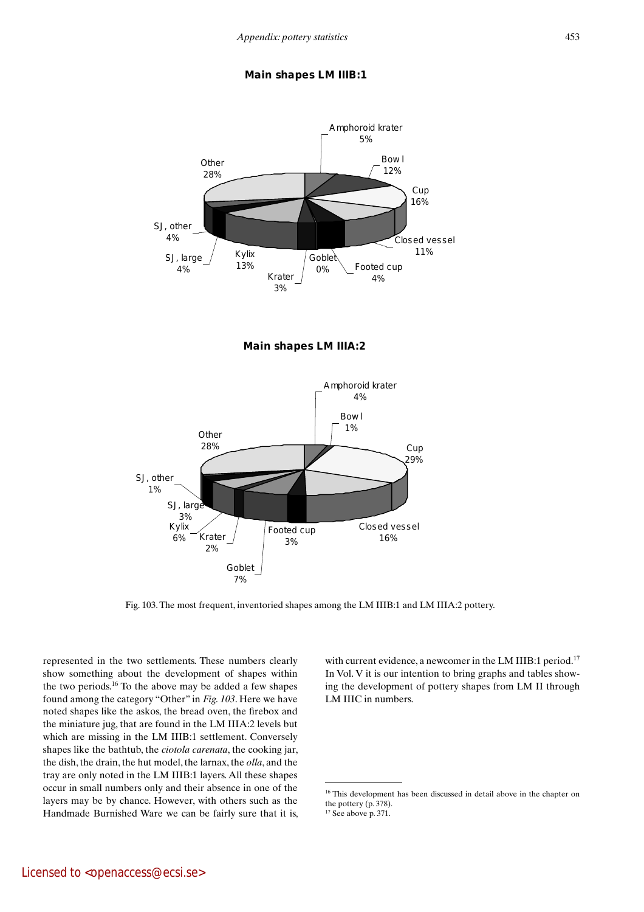**Main shapes LM IIIB:1**

Amphoroid krater
5%

Bow l
12%

Cup
16%

Closed vessel
11%

Footed cup
4%

Goblet
0%

Krater
3%

Kylix
13%

SJ, large
4%

SJ, other
4%

Other
28%

**Main shapes LM IIIA:2**

Amphoroid krater
4%

Bow l
1%

Cup
29%

Closed vessel
16%

Footed cup
3%

Goblet
7%

Krater
2%

Kylix
6%

SJ, large
3%

SJ, other
1%

Other
28%

Fig. 103. The most frequent, inventoried shapes among the LM IIIB:1 and LM IIIA:2 pottery.

represented in the two settlements. These numbers clearly show something about the development of shapes within the two periods.[16] To the above may be added a few shapes found among the category "Other" in *Fig. 103*. Here we have noted shapes like the askos, the bread oven, the firebox and the miniature jug, that are found in the LM IIIA:2 levels but which are missing in the LM IIIB:1 settlement. Conversely shapes like the bathtub, the *ciotola carenata*, the cooking jar, the dish, the drain, the hut model, the larnax, the *olla*, and the tray are only noted in the LM IIIB:1 layers. All these shapes occur in small numbers only and their absence in one of the layers may be by chance. However, with others such as the Handmade Burnished Ware we can be fairly sure that it is, with current evidence, a newcomer in the LM IIIB:1 period.[17] In Vol. V it is our intention to bring graphs and tables showing the development of pottery shapes from LM II through LM IIIC in numbers.

[16] This development has been discussed in detail above in the chapter on the pottery (p. 378).

[17] See above p. 371.